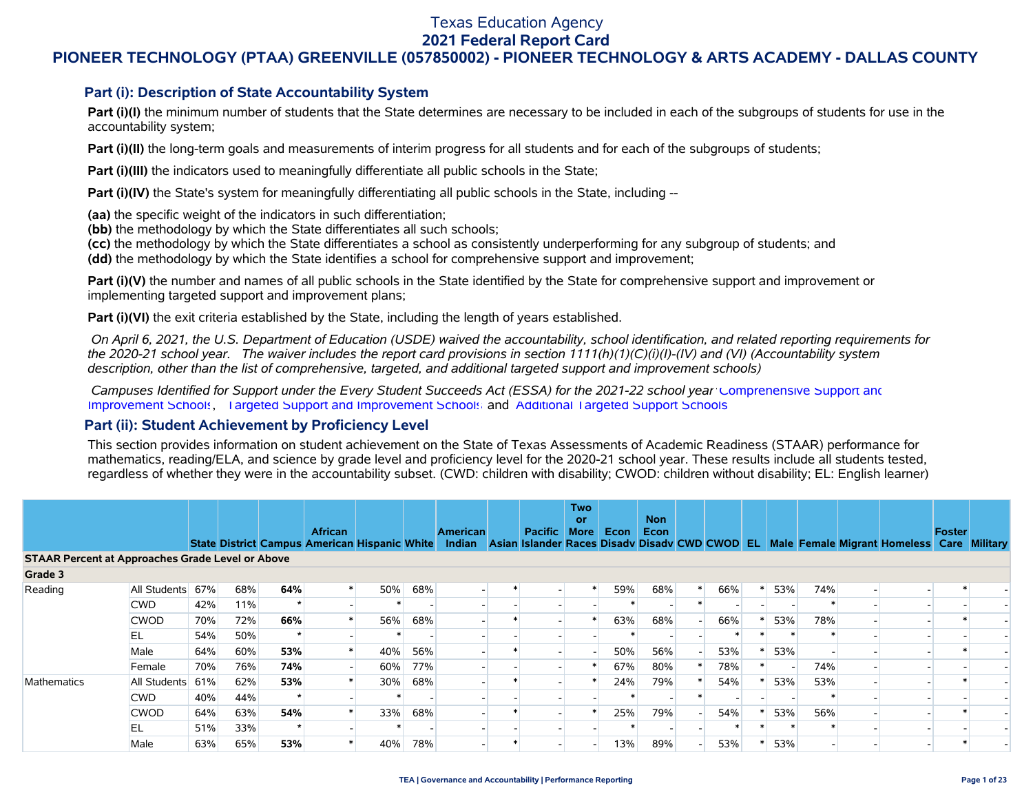# Texas Education Agency

## 2021 Federal Report Card

## PIONEER TECHNOLOGY (PTAA) GREENVILLE (057850002) - PIONEER TECHNOLOGY & ARTS ACADEMY - DALLAS COUNTY

### Part (i): Description of State Accountability System

**Part (i)(I)** the minimum number of students that the State determines are necessary to be included in each of the subgroups of students for use in the accountability system;

**Part (i)(II)** the long-term goals and measurements of interim progress for all students and for each of the subgroups of students;

**Part (i)(III)** the indicators used to meaningfully differentiate all public schools in the State;

**Part (i)(IV)** the State's system for meaningfully differentiating all public schools in the State, including --

**(aa)** the specific weight of the indicators in such differentiation;
**(bb)** the methodology by which the State differentiates all such schools;
**(cc)** the methodology by which the State differentiates a school as consistently underperforming for any subgroup of students; and
**(dd)** the methodology by which the State identifies a school for comprehensive support and improvement;

**Part (i)(V)** the number and names of all public schools in the State identified by the State for comprehensive support and improvement or implementing targeted support and improvement plans;

**Part (i)(VI)** the exit criteria established by the State, including the length of years established.

*On April 6, 2021, the U.S. Department of Education (USDE) waived the accountability, school identification, and related reporting requirements for the 2020-21 school year. The waiver includes the report card provisions in section 1111(h)(1)(C)(i)(I)-(IV) and (VI) (Accountability system description, other than the list of comprehensive, targeted, and additional targeted support and improvement schools)*

*Campuses Identified for Support under the Every Student Succeeds Act (ESSA) for the 2021-22 school year:* Comprehensive Support and Improvement Schools, Targeted Support and Improvement Schools and Additional Targeted Support Schools

### Part (ii): Student Achievement by Proficiency Level

This section provides information on student achievement on the State of Texas Assessments of Academic Readiness (STAAR) performance for mathematics, reading/ELA, and science by grade level and proficiency level for the 2020-21 school year. These results include all students tested, regardless of whether they were in the accountability subset. (CWD: children with disability; CWOD: children without disability; EL: English learner)

| | | State | District | Campus | African American | Hispanic | White | American Indian | Asian | Pacific Islander | Two or More Races | Econ Disadv | Non Econ Disadv | CWD | CWOD | EL | Male | Female | Migrant | Homeless | Foster Care | Military |
|---|---|---|---|---|---|---|---|---|---|---|---|---|---|---|---|---|---|---|---|---|---|---|
| **STAAR Percent at Approaches Grade Level or Above** | | | | | | | | | | | | | | | | | | | | | | |
| **Grade 3** | | | | | | | | | | | | | | | | | | | | | | |
| Reading | All Students | 67% | 68% | **64%** | * | 50% | 68% | - | * | - | * | 59% | 68% | * | 66% | * | 53% | 74% | - | - | * | - |
| | CWD | 42% | 11% | * | - | * | - | - | - | - | - | * | - | * | - | - | - | * | - | - | - | - |
| | CWOD | 70% | 72% | **66%** | * | 56% | 68% | - | * | - | * | 63% | 68% | - | 66% | * | 53% | 78% | - | - | * | - |
| | EL | 54% | 50% | * | - | * | - | - | - | - | - | * | - | - | * | * | * | * | - | - | - | - |
| | Male | 64% | 60% | **53%** | * | 40% | 56% | - | * | - | - | 50% | 56% | - | 53% | * | 53% | - | - | - | * | - |
| | Female | 70% | 76% | **74%** | - | 60% | 77% | - | - | - | * | 67% | 80% | * | 78% | * | - | 74% | - | - | - | - |
| Mathematics | All Students | 61% | 62% | **53%** | * | 30% | 68% | - | * | - | * | 24% | 79% | * | 54% | * | 53% | 53% | - | - | * | - |
| | CWD | 40% | 44% | * | - | * | - | - | - | - | - | * | - | * | - | - | - | * | - | - | - | - |
| | CWOD | 64% | 63% | **54%** | * | 33% | 68% | - | * | - | * | 25% | 79% | - | 54% | * | 53% | 56% | - | - | * | - |
| | EL | 51% | 33% | * | - | * | - | - | - | - | - | * | - | - | * | * | * | * | - | - | - | - |
| | Male | 63% | 65% | **53%** | * | 40% | 78% | - | * | - | - | 13% | 89% | - | 53% | * | 53% | - | - | - | * | - |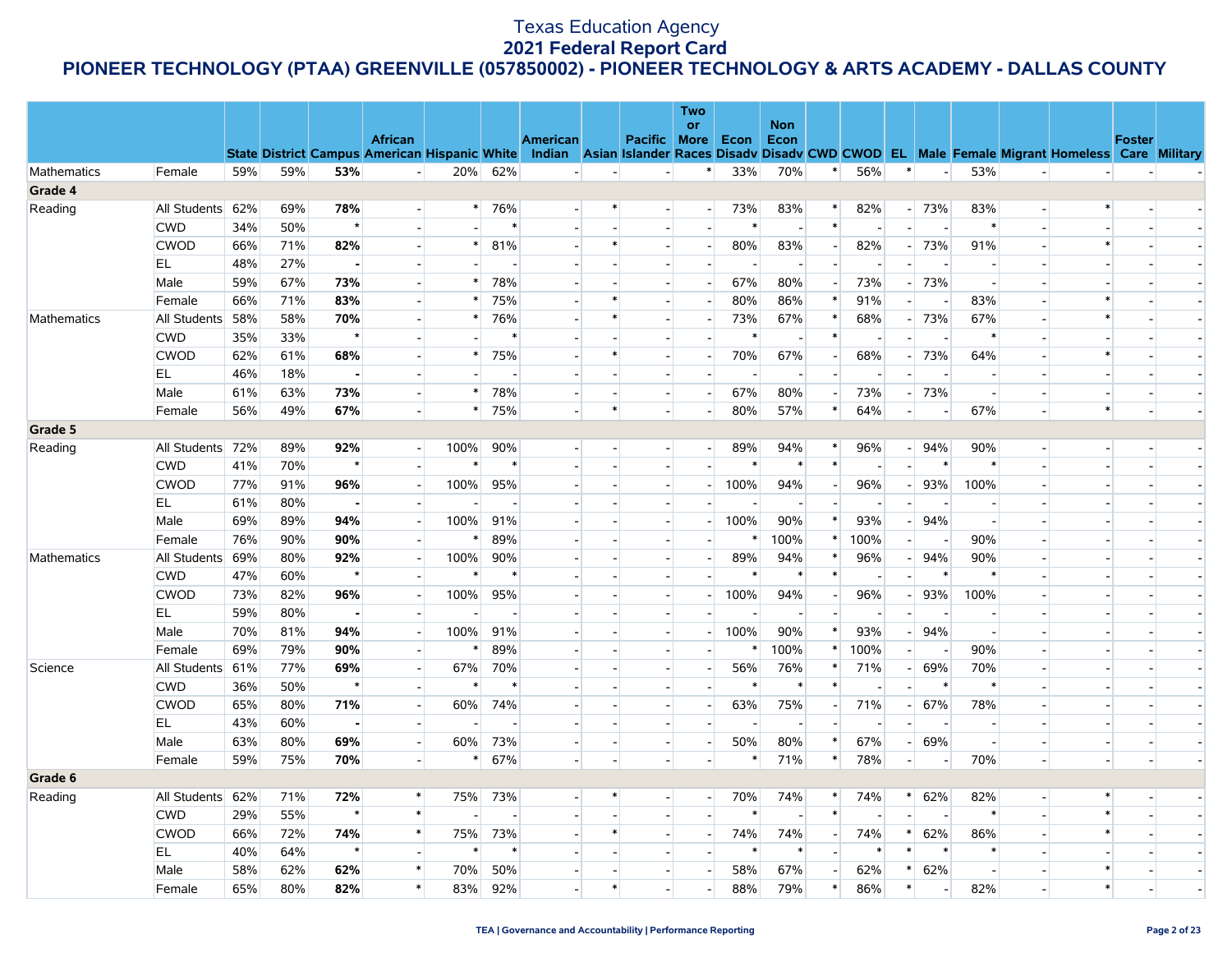# Texas Education Agency
## 2021 Federal Report Card
## PIONEER TECHNOLOGY (PTAA) GREENVILLE (057850002) - PIONEER TECHNOLOGY & ARTS ACADEMY - DALLAS COUNTY

| | | State | District | Campus | African American | Hispanic | White | American Indian | Asian | Pacific Islander | Two or More Races | Econ Disadv | Non Econ Disadv | CWD | CWOD | EL | Male | Female | Migrant | Homeless | Foster Care | Military |
|---|---|---|---|---|---|---|---|---|---|---|---|---|---|---|---|---|---|---|---|---|---|---|
| Mathematics | Female | 59% | 59% | **53%** | - | 20% | 62% | - | - | - | * | 33% | 70% | * | 56% | * | - | 53% | - | - | - | - |
| **Grade 4** | | | | | | | | | | | | | | | | | | | | | | |
| Reading | All Students | 62% | 69% | **78%** | - | * | 76% | - | * | - | - | 73% | 83% | * | 82% | - | 73% | 83% | - | * | - | - |
| | CWD | 34% | 50% | * | - | - | * | - | - | - | - | * | - | * | - | - | - | * | - | - | - | - |
| | CWOD | 66% | 71% | **82%** | - | * | 81% | - | * | - | - | 80% | 83% | - | 82% | - | 73% | 91% | - | * | - | - |
| | EL | 48% | 27% | **-** | - | - | - | - | - | - | - | - | - | - | - | - | - | - | - | - | - | - |
| | Male | 59% | 67% | **73%** | - | * | 78% | - | - | - | - | 67% | 80% | - | 73% | - | 73% | - | - | - | - | - |
| | Female | 66% | 71% | **83%** | - | * | 75% | - | * | - | - | 80% | 86% | * | 91% | - | - | 83% | - | * | - | - |
| Mathematics | All Students | 58% | 58% | **70%** | - | * | 76% | - | * | - | - | 73% | 67% | * | 68% | - | 73% | 67% | - | * | - | - |
| | CWD | 35% | 33% | * | - | - | * | - | - | - | - | * | - | * | - | - | - | * | - | - | - | - |
| | CWOD | 62% | 61% | **68%** | - | * | 75% | - | * | - | - | 70% | 67% | - | 68% | - | 73% | 64% | - | * | - | - |
| | EL | 46% | 18% | **-** | - | - | - | - | - | - | - | - | - | - | - | - | - | - | - | - | - | - |
| | Male | 61% | 63% | **73%** | - | * | 78% | - | - | - | - | 67% | 80% | - | 73% | - | 73% | - | - | - | - | - |
| | Female | 56% | 49% | **67%** | - | * | 75% | - | * | - | - | 80% | 57% | * | 64% | - | - | 67% | - | * | - | - |
| **Grade 5** | | | | | | | | | | | | | | | | | | | | | | |
| Reading | All Students | 72% | 89% | **92%** | - | 100% | 90% | - | - | - | - | 89% | 94% | * | 96% | - | 94% | 90% | - | - | - | - |
| | CWD | 41% | 70% | * | - | * | * | - | - | - | - | * | * | * | - | - | * | * | - | - | - | - |
| | CWOD | 77% | 91% | **96%** | - | 100% | 95% | - | - | - | - | 100% | 94% | - | 96% | - | 93% | 100% | - | - | - | - |
| | EL | 61% | 80% | **-** | - | - | - | - | - | - | - | - | - | - | - | - | - | - | - | - | - | - |
| | Male | 69% | 89% | **94%** | - | 100% | 91% | - | - | - | - | 100% | 90% | * | 93% | - | 94% | - | - | - | - | - |
| | Female | 76% | 90% | **90%** | - | * | 89% | - | - | - | - | * | 100% | * | 100% | - | - | 90% | - | - | - | - |
| Mathematics | All Students | 69% | 80% | **92%** | - | 100% | 90% | - | - | - | - | 89% | 94% | * | 96% | - | 94% | 90% | - | - | - | - |
| | CWD | 47% | 60% | * | - | * | * | - | - | - | - | * | * | * | - | - | * | * | - | - | - | - |
| | CWOD | 73% | 82% | **96%** | - | 100% | 95% | - | - | - | - | 100% | 94% | - | 96% | - | 93% | 100% | - | - | - | - |
| | EL | 59% | 80% | **-** | - | - | - | - | - | - | - | - | - | - | - | - | - | - | - | - | - | - |
| | Male | 70% | 81% | **94%** | - | 100% | 91% | - | - | - | - | 100% | 90% | * | 93% | - | 94% | - | - | - | - | - |
| | Female | 69% | 79% | **90%** | - | * | 89% | - | - | - | - | * | 100% | * | 100% | - | - | 90% | - | - | - | - |
| Science | All Students | 61% | 77% | **69%** | - | 67% | 70% | - | - | - | - | 56% | 76% | * | 71% | - | 69% | 70% | - | - | - | - |
| | CWD | 36% | 50% | * | - | * | * | - | - | - | - | * | * | * | - | - | * | * | - | - | - | - |
| | CWOD | 65% | 80% | **71%** | - | 60% | 74% | - | - | - | - | 63% | 75% | - | 71% | - | 67% | 78% | - | - | - | - |
| | EL | 43% | 60% | **-** | - | - | - | - | - | - | - | - | - | - | - | - | - | - | - | - | - | - |
| | Male | 63% | 80% | **69%** | - | 60% | 73% | - | - | - | - | 50% | 80% | * | 67% | - | 69% | - | - | - | - | - |
| | Female | 59% | 75% | **70%** | - | * | 67% | - | - | - | - | * | 71% | * | 78% | - | - | 70% | - | - | - | - |
| **Grade 6** | | | | | | | | | | | | | | | | | | | | | | |
| Reading | All Students | 62% | 71% | **72%** | * | 75% | 73% | - | * | - | - | 70% | 74% | * | 74% | * | 62% | 82% | - | * | - | - |
| | CWD | 29% | 55% | * | * | - | - | - | - | - | - | * | - | * | - | - | - | * | - | * | - | - |
| | CWOD | 66% | 72% | **74%** | * | 75% | 73% | - | * | - | - | 74% | 74% | - | 74% | * | 62% | 86% | - | * | - | - |
| | EL | 40% | 64% | * | - | * | * | - | - | - | - | * | * | - | * | * | * | * | - | - | - | - |
| | Male | 58% | 62% | **62%** | * | 70% | 50% | - | - | - | - | 58% | 67% | - | 62% | * | 62% | - | - | * | - | - |
| | Female | 65% | 80% | **82%** | * | 83% | 92% | - | * | - | - | 88% | 79% | * | 86% | * | - | 82% | - | * | - | - |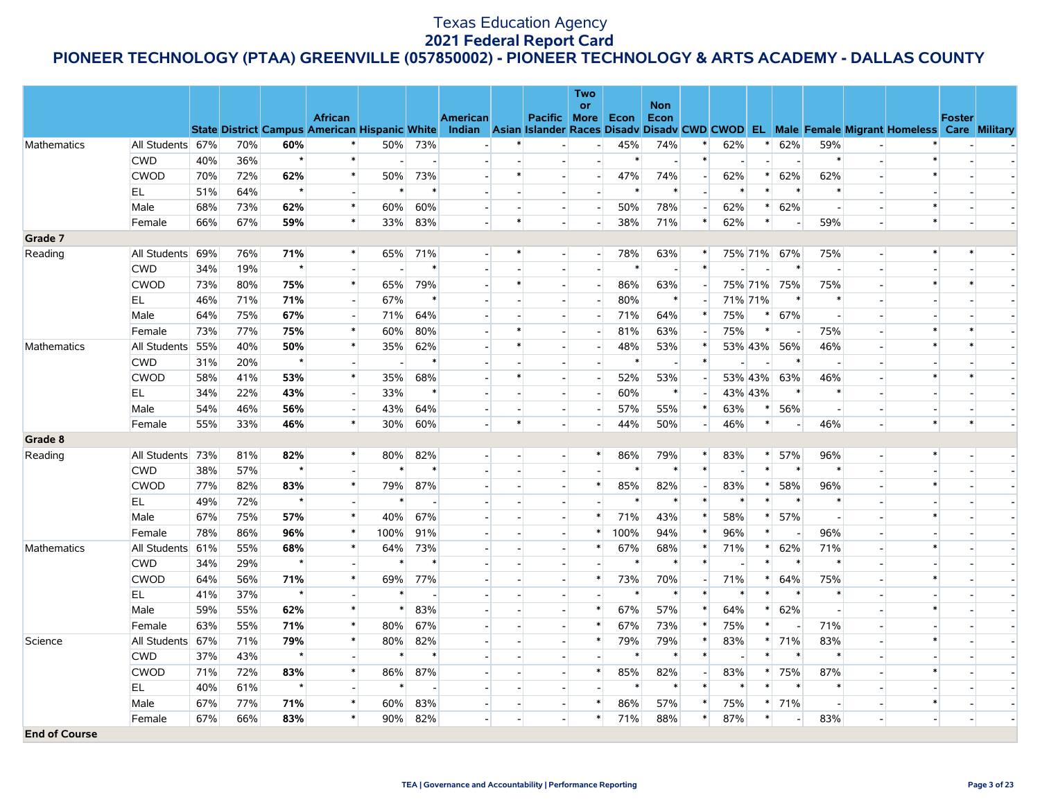# Texas Education Agency
## 2021 Federal Report Card
### PIONEER TECHNOLOGY (PTAA) GREENVILLE (057850002) - PIONEER TECHNOLOGY & ARTS ACADEMY - DALLAS COUNTY

| | | State | District | Campus | African American | Hispanic | White | American Indian | Asian | Pacific Islander | Two or More Races | Econ Disadv | Non Econ Disadv | CWD | CWOD | EL | Male | Female | Migrant | Homeless | Foster Care | Military |
|---|---|---|---|---|---|---|---|---|---|---|---|---|---|---|---|---|---|---|---|---|---|---|
| Mathematics | All Students | 67% | 70% | **60%** | * | 50% | 73% | - | * | - | - | 45% | 74% | * | 62% | * | 62% | 59% | - | * | - | - |
| | CWD | 40% | 36% | * | * | - | - | - | - | - | - | * | - | * | - | - | - | * | - | * | - | - |
| | CWOD | 70% | 72% | **62%** | * | 50% | 73% | - | * | - | - | 47% | 74% | - | 62% | * | 62% | 62% | - | * | - | - |
| | EL | 51% | 64% | * | - | * | * | - | - | - | - | * | * | - | * | * | * | * | - | - | - | - |
| | Male | 68% | 73% | **62%** | * | 60% | 60% | - | - | - | - | 50% | 78% | - | 62% | * | 62% | - | - | * | - | - |
| | Female | 66% | 67% | **59%** | * | 33% | 83% | - | * | - | - | 38% | 71% | * | 62% | * | - | 59% | - | * | - | - |
| **Grade 7** | | | | | | | | | | | | | | | | | | | | | | |
| Reading | All Students | 69% | 76% | **71%** | * | 65% | 71% | - | * | - | - | 78% | 63% | * | 75% | 71% | 67% | 75% | - | * | * | - |
| | CWD | 34% | 19% | * | - | - | * | - | - | - | - | * | - | * | - | - | * | - | - | - | - | - |
| | CWOD | 73% | 80% | **75%** | * | 65% | 79% | - | * | - | - | 86% | 63% | - | 75% | 71% | 75% | 75% | - | * | * | - |
| | EL | 46% | 71% | **71%** | - | 67% | * | - | - | - | - | 80% | * | - | 71% | 71% | * | * | - | - | - | - |
| | Male | 64% | 75% | **67%** | - | 71% | 64% | - | - | - | - | 71% | 64% | * | 75% | * | 67% | - | - | - | - | - |
| | Female | 73% | 77% | **75%** | * | 60% | 80% | - | * | - | - | 81% | 63% | - | 75% | * | - | 75% | - | * | * | - |
| Mathematics | All Students | 55% | 40% | **50%** | * | 35% | 62% | - | * | - | - | 48% | 53% | * | 53% | 43% | 56% | 46% | - | * | * | - |
| | CWD | 31% | 20% | * | - | - | * | - | - | - | - | * | - | * | - | - | * | - | - | - | - | - |
| | CWOD | 58% | 41% | **53%** | * | 35% | 68% | - | * | - | - | 52% | 53% | - | 53% | 43% | 63% | 46% | - | * | * | - |
| | EL | 34% | 22% | **43%** | - | 33% | * | - | - | - | - | 60% | * | - | 43% | 43% | * | * | - | - | - | - |
| | Male | 54% | 46% | **56%** | - | 43% | 64% | - | - | - | - | 57% | 55% | * | 63% | * | 56% | - | - | - | - | - |
| | Female | 55% | 33% | **46%** | * | 30% | 60% | - | * | - | - | 44% | 50% | - | 46% | * | - | 46% | - | * | * | - |
| **Grade 8** | | | | | | | | | | | | | | | | | | | | | | |
| Reading | All Students | 73% | 81% | **82%** | * | 80% | 82% | - | - | - | * | 86% | 79% | * | 83% | * | 57% | 96% | - | * | - | - |
| | CWD | 38% | 57% | * | - | * | * | - | - | - | - | * | * | * | - | * | * | * | - | - | - | - |
| | CWOD | 77% | 82% | **83%** | * | 79% | 87% | - | - | - | * | 85% | 82% | - | 83% | * | 58% | 96% | - | * | - | - |
| | EL | 49% | 72% | * | - | * | - | - | - | - | - | * | * | * | * | * | * | * | - | - | - | - |
| | Male | 67% | 75% | **57%** | * | 40% | 67% | - | - | - | * | 71% | 43% | * | 58% | * | 57% | - | - | * | - | - |
| | Female | 78% | 86% | **96%** | * | 100% | 91% | - | - | - | * | 100% | 94% | * | 96% | * | - | 96% | - | - | - | - |
| Mathematics | All Students | 61% | 55% | **68%** | * | 64% | 73% | - | - | - | * | 67% | 68% | * | 71% | * | 62% | 71% | - | * | - | - |
| | CWD | 34% | 29% | * | - | * | * | - | - | - | - | * | * | * | - | * | * | * | - | - | - | - |
| | CWOD | 64% | 56% | **71%** | * | 69% | 77% | - | - | - | * | 73% | 70% | - | 71% | * | 64% | 75% | - | * | - | - |
| | EL | 41% | 37% | * | - | * | - | - | - | - | - | * | * | * | * | * | * | * | - | - | - | - |
| | Male | 59% | 55% | **62%** | * | * | 83% | - | - | - | * | 67% | 57% | * | 64% | * | 62% | - | - | * | - | - |
| | Female | 63% | 55% | **71%** | * | 80% | 67% | - | - | - | * | 67% | 73% | * | 75% | * | - | 71% | - | - | - | - |
| Science | All Students | 67% | 71% | **79%** | * | 80% | 82% | - | - | - | * | 79% | 79% | * | 83% | * | 71% | 83% | - | * | - | - |
| | CWD | 37% | 43% | * | - | * | * | - | - | - | - | * | * | * | - | * | * | * | - | - | - | - |
| | CWOD | 71% | 72% | **83%** | * | 86% | 87% | - | - | - | * | 85% | 82% | - | 83% | * | 75% | 87% | - | * | - | - |
| | EL | 40% | 61% | * | - | * | - | - | - | - | - | * | * | * | * | * | * | * | - | - | - | - |
| | Male | 67% | 77% | **71%** | * | 60% | 83% | - | - | - | * | 86% | 57% | * | 75% | * | 71% | - | - | * | - | - |
| | Female | 67% | 66% | **83%** | * | 90% | 82% | - | - | - | * | 71% | 88% | * | 87% | * | - | 83% | - | - | - | - |
| **End of Course** | | | | | | | | | | | | | | | | | | | | | | |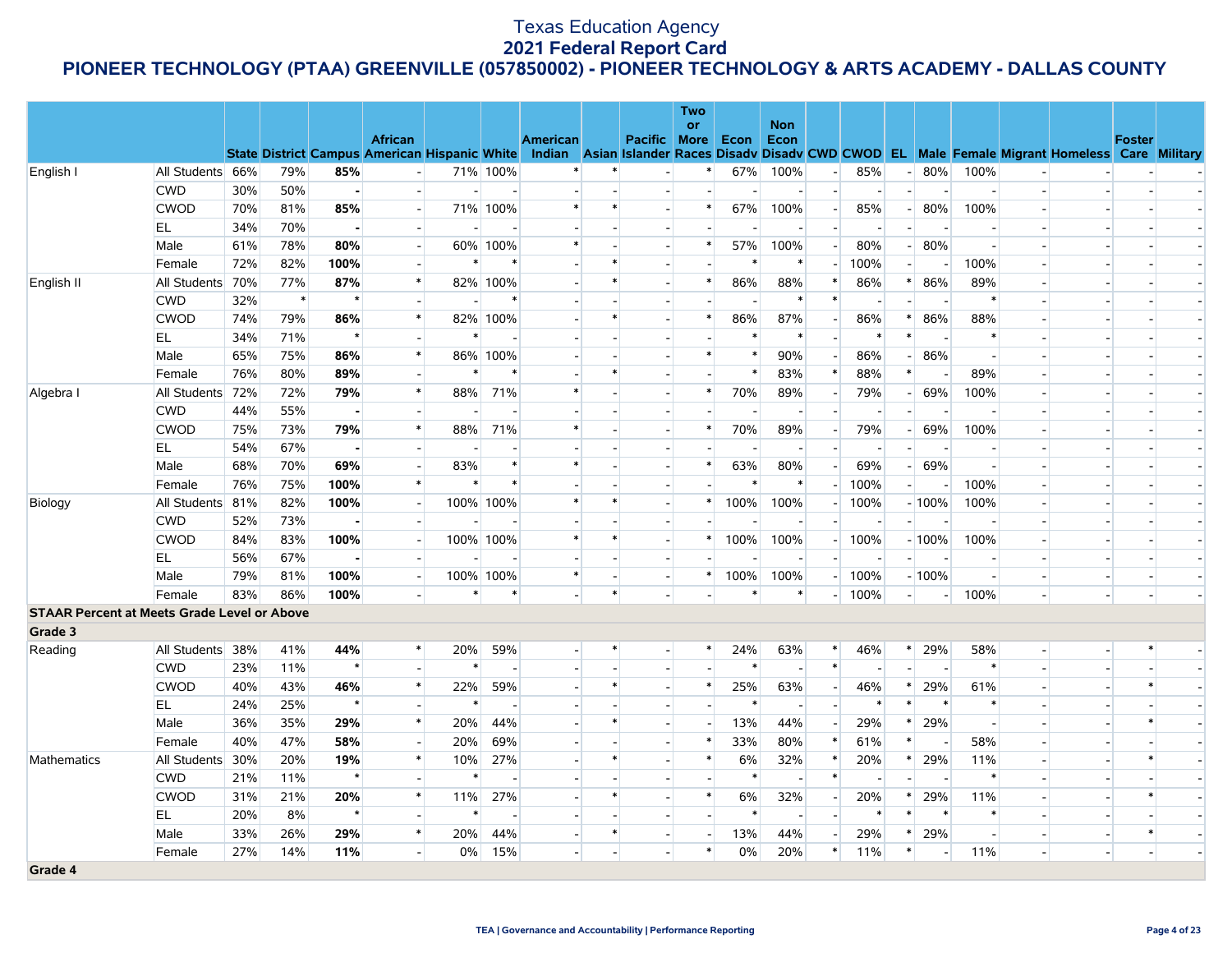# Texas Education Agency
## 2021 Federal Report Card
### PIONEER TECHNOLOGY (PTAA) GREENVILLE (057850002) - PIONEER TECHNOLOGY & ARTS ACADEMY - DALLAS COUNTY

| | | State | District | Campus | African American | Hispanic | White | American Indian | Asian | Pacific Islander | Two or More Races | Econ Disadv | Non Econ Disadv | CWD | CWOD | EL | Male | Female | Migrant | Homeless | Foster Care | Military |
|---|---|---|---|---|---|---|---|---|---|---|---|---|---|---|---|---|---|---|---|---|---|---|
| English I | All Students | 66% | 79% | **85%** | - | 71% | 100% | * | * | - | * | 67% | 100% | - | 85% | - | 80% | 100% | - | - | - | - |
| | CWD | 30% | 50% | **-** | - | - | - | - | - | - | - | - | - | - | - | - | - | - | - | - | - | - |
| | CWOD | 70% | 81% | **85%** | - | 71% | 100% | * | * | - | * | 67% | 100% | - | 85% | - | 80% | 100% | - | - | - | - |
| | EL | 34% | 70% | **-** | - | - | - | - | - | - | - | - | - | - | - | - | - | - | - | - | - | - |
| | Male | 61% | 78% | **80%** | - | 60% | 100% | * | - | - | * | 57% | 100% | - | 80% | - | 80% | - | - | - | - | - |
| | Female | 72% | 82% | **100%** | - | * | * | - | * | - | - | * | * | - | 100% | - | - | 100% | - | - | - | - |
| English II | All Students | 70% | 77% | **87%** | * | 82% | 100% | - | * | - | * | 86% | 88% | * | 86% | * | 86% | 89% | - | - | - | - |
| | CWD | 32% | * | ***** | - | - | * | - | - | - | - | - | * | * | - | - | - | * | - | - | - | - |
| | CWOD | 74% | 79% | **86%** | * | 82% | 100% | - | * | - | * | 86% | 87% | - | 86% | * | 86% | 88% | - | - | - | - |
| | EL | 34% | 71% | ***** | - | * | - | - | - | - | - | * | * | - | * | * | - | * | - | - | - | - |
| | Male | 65% | 75% | **86%** | * | 86% | 100% | - | - | - | * | * | 90% | - | 86% | - | 86% | - | - | - | - | - |
| | Female | 76% | 80% | **89%** | - | * | * | - | * | - | - | * | 83% | * | 88% | * | - | 89% | - | - | - | - |
| Algebra I | All Students | 72% | 72% | **79%** | * | 88% | 71% | * | - | - | * | 70% | 89% | - | 79% | - | 69% | 100% | - | - | - | - |
| | CWD | 44% | 55% | **-** | - | - | - | - | - | - | - | - | - | - | - | - | - | - | - | - | - | - |
| | CWOD | 75% | 73% | **79%** | * | 88% | 71% | * | - | - | * | 70% | 89% | - | 79% | - | 69% | 100% | - | - | - | - |
| | EL | 54% | 67% | **-** | - | - | - | - | - | - | - | - | - | - | - | - | - | - | - | - | - | - |
| | Male | 68% | 70% | **69%** | - | 83% | * | * | - | - | * | 63% | 80% | - | 69% | - | 69% | - | - | - | - | - |
| | Female | 76% | 75% | **100%** | * | * | * | - | - | - | - | * | * | - | 100% | - | - | 100% | - | - | - | - |
| Biology | All Students | 81% | 82% | **100%** | - | 100% | 100% | * | * | - | * | 100% | 100% | - | 100% | - | 100% | 100% | - | - | - | - |
| | CWD | 52% | 73% | **-** | - | - | - | - | - | - | - | - | - | - | - | - | - | - | - | - | - | - |
| | CWOD | 84% | 83% | **100%** | - | 100% | 100% | * | * | - | * | 100% | 100% | - | 100% | - | 100% | 100% | - | - | - | - |
| | EL | 56% | 67% | **-** | - | - | - | - | - | - | - | - | - | - | - | - | - | - | - | - | - | - |
| | Male | 79% | 81% | **100%** | - | 100% | 100% | * | - | - | * | 100% | 100% | - | 100% | - | 100% | - | - | - | - | - |
| | Female | 83% | 86% | **100%** | - | * | * | - | * | - | - | * | * | - | 100% | - | - | 100% | - | - | - | - |
| **STAAR Percent at Meets Grade Level or Above** | | | | | | | | | | | | | | | | | | | | | | |
| **Grade 3** | | | | | | | | | | | | | | | | | | | | | | |
| Reading | All Students | 38% | 41% | **44%** | * | 20% | 59% | - | * | - | * | 24% | 63% | * | 46% | * | 29% | 58% | - | - | * | - |
| | CWD | 23% | 11% | ***** | - | * | - | - | - | - | - | * | - | * | - | - | - | * | - | - | - | - |
| | CWOD | 40% | 43% | **46%** | * | 22% | 59% | - | * | - | * | 25% | 63% | - | 46% | * | 29% | 61% | - | - | * | - |
| | EL | 24% | 25% | ***** | - | * | - | - | - | - | - | * | - | - | * | * | * | * | - | - | - | - |
| | Male | 36% | 35% | **29%** | * | 20% | 44% | - | * | - | - | 13% | 44% | - | 29% | * | 29% | - | - | - | * | - |
| | Female | 40% | 47% | **58%** | - | 20% | 69% | - | - | - | * | 33% | 80% | * | 61% | * | - | 58% | - | - | - | - |
| Mathematics | All Students | 30% | 20% | **19%** | * | 10% | 27% | - | * | - | * | 6% | 32% | * | 20% | * | 29% | 11% | - | - | * | - |
| | CWD | 21% | 11% | ***** | - | * | - | - | - | - | - | * | - | * | - | - | - | * | - | - | - | - |
| | CWOD | 31% | 21% | **20%** | * | 11% | 27% | - | * | - | * | 6% | 32% | - | 20% | * | 29% | 11% | - | - | * | - |
| | EL | 20% | 8% | ***** | - | * | - | - | - | - | - | * | - | - | * | * | * | * | - | - | - | - |
| | Male | 33% | 26% | **29%** | * | 20% | 44% | - | * | - | - | 13% | 44% | - | 29% | * | 29% | - | - | - | * | - |
| | Female | 27% | 14% | **11%** | - | 0% | 15% | - | - | - | * | 0% | 20% | * | 11% | * | - | 11% | - | - | - | - |
| **Grade 4** | | | | | | | | | | | | | | | | | | | | | | |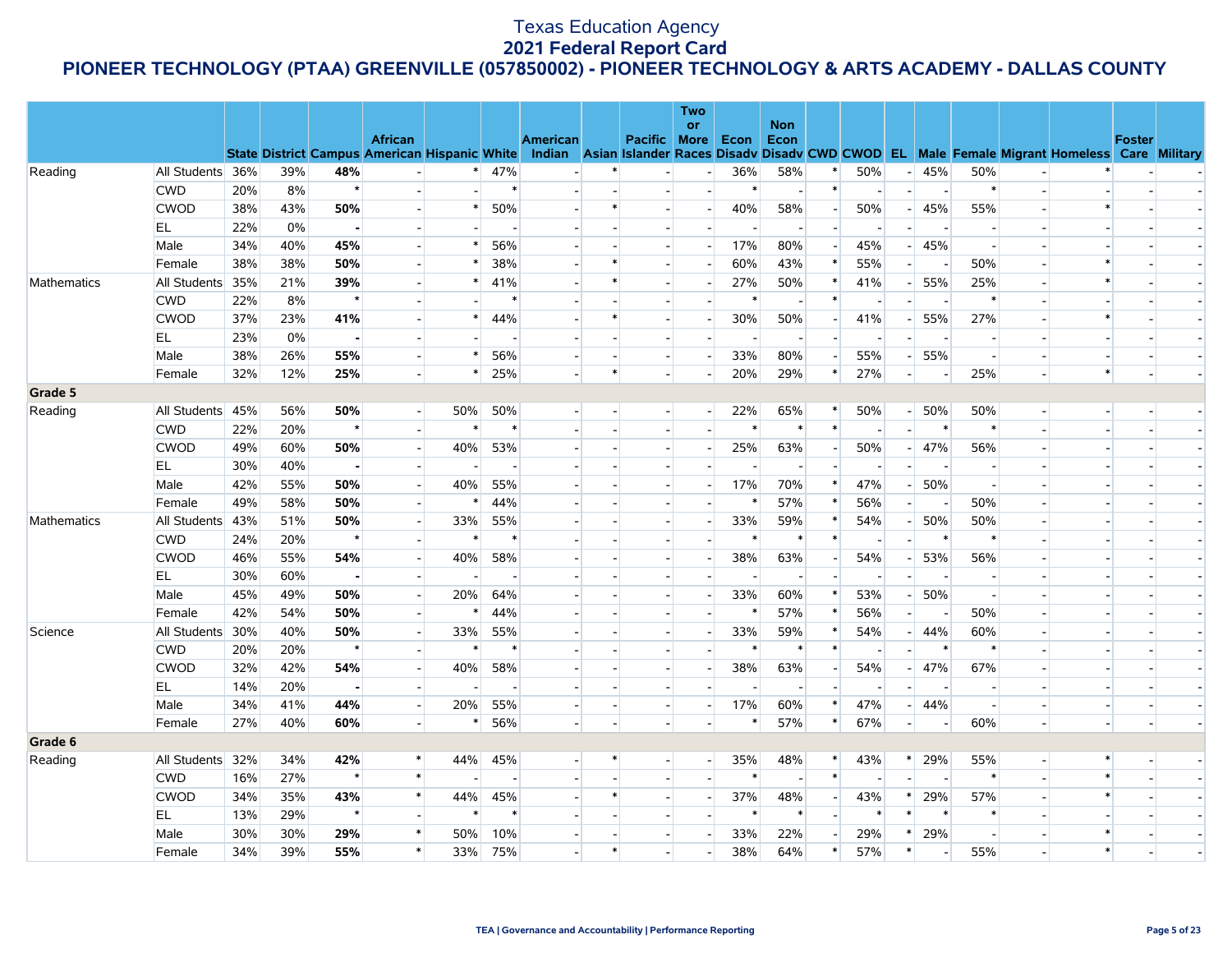# Texas Education Agency
## 2021 Federal Report Card
## PIONEER TECHNOLOGY (PTAA) GREENVILLE (057850002) - PIONEER TECHNOLOGY & ARTS ACADEMY - DALLAS COUNTY

| | | State | District | Campus | African American | Hispanic | White | American Indian | Asian | Pacific Islander | Two or More Races | Econ Disadv | Non Econ Disadv | CWD | CWOD | EL | Male | Female | Migrant | Homeless | Foster Care | Military |
|---|---|---|---|---|---|---|---|---|---|---|---|---|---|---|---|---|---|---|---|---|---|---|
| Reading | All Students | 36% | 39% | **48%** | - | * | 47% | - | * | - | - | 36% | 58% | * | 50% | - | 45% | 50% | - | * | - | - |
| | CWD | 20% | 8% | * | - | - | * | - | - | - | - | * | - | * | - | - | - | * | - | - | - | - |
| | CWOD | 38% | 43% | **50%** | - | * | 50% | - | * | - | - | 40% | 58% | - | 50% | - | 45% | 55% | - | * | - | - |
| | EL | 22% | 0% | **-** | - | - | - | - | - | - | - | - | - | - | - | - | - | - | - | - | - | - |
| | Male | 34% | 40% | **45%** | - | * | 56% | - | - | - | - | 17% | 80% | - | 45% | - | 45% | - | - | - | - | - |
| | Female | 38% | 38% | **50%** | - | * | 38% | - | * | - | - | 60% | 43% | * | 55% | - | - | 50% | - | * | - | - |
| Mathematics | All Students | 35% | 21% | **39%** | - | * | 41% | - | * | - | - | 27% | 50% | * | 41% | - | 55% | 25% | - | * | - | - |
| | CWD | 22% | 8% | * | - | - | * | - | - | - | - | * | - | * | - | - | - | * | - | - | - | - |
| | CWOD | 37% | 23% | **41%** | - | * | 44% | - | * | - | - | 30% | 50% | - | 41% | - | 55% | 27% | - | * | - | - |
| | EL | 23% | 0% | **-** | - | - | - | - | - | - | - | - | - | - | - | - | - | - | - | - | - | - |
| | Male | 38% | 26% | **55%** | - | * | 56% | - | - | - | - | 33% | 80% | - | 55% | - | 55% | - | - | - | - | - |
| | Female | 32% | 12% | **25%** | - | * | 25% | - | * | - | - | 20% | 29% | * | 27% | - | - | 25% | - | * | - | - |
| **Grade 5** | | | | | | | | | | | | | | | | | | | | | | |
| Reading | All Students | 45% | 56% | **50%** | - | 50% | 50% | - | - | - | - | 22% | 65% | * | 50% | - | 50% | 50% | - | - | - | - |
| | CWD | 22% | 20% | * | - | * | * | - | - | - | - | * | * | * | - | - | * | * | - | - | - | - |
| | CWOD | 49% | 60% | **50%** | - | 40% | 53% | - | - | - | - | 25% | 63% | - | 50% | - | 47% | 56% | - | - | - | - |
| | EL | 30% | 40% | **-** | - | - | - | - | - | - | - | - | - | - | - | - | - | - | - | - | - | - |
| | Male | 42% | 55% | **50%** | - | 40% | 55% | - | - | - | - | 17% | 70% | * | 47% | - | 50% | - | - | - | - | - |
| | Female | 49% | 58% | **50%** | - | * | 44% | - | - | - | - | * | 57% | * | 56% | - | - | 50% | - | - | - | - |
| Mathematics | All Students | 43% | 51% | **50%** | - | 33% | 55% | - | - | - | - | 33% | 59% | * | 54% | - | 50% | 50% | - | - | - | - |
| | CWD | 24% | 20% | * | - | * | * | - | - | - | - | * | * | * | - | - | * | * | - | - | - | - |
| | CWOD | 46% | 55% | **54%** | - | 40% | 58% | - | - | - | - | 38% | 63% | - | 54% | - | 53% | 56% | - | - | - | - |
| | EL | 30% | 60% | **-** | - | - | - | - | - | - | - | - | - | - | - | - | - | - | - | - | - | - |
| | Male | 45% | 49% | **50%** | - | 20% | 64% | - | - | - | - | 33% | 60% | * | 53% | - | 50% | - | - | - | - | - |
| | Female | 42% | 54% | **50%** | - | * | 44% | - | - | - | - | * | 57% | * | 56% | - | - | 50% | - | - | - | - |
| Science | All Students | 30% | 40% | **50%** | - | 33% | 55% | - | - | - | - | 33% | 59% | * | 54% | - | 44% | 60% | - | - | - | - |
| | CWD | 20% | 20% | * | - | * | * | - | - | - | - | * | * | * | - | - | * | * | - | - | - | - |
| | CWOD | 32% | 42% | **54%** | - | 40% | 58% | - | - | - | - | 38% | 63% | - | 54% | - | 47% | 67% | - | - | - | - |
| | EL | 14% | 20% | **-** | - | - | - | - | - | - | - | - | - | - | - | - | - | - | - | - | - | - |
| | Male | 34% | 41% | **44%** | - | 20% | 55% | - | - | - | - | 17% | 60% | * | 47% | - | 44% | - | - | - | - | - |
| | Female | 27% | 40% | **60%** | - | * | 56% | - | - | - | - | * | 57% | * | 67% | - | - | 60% | - | - | - | - |
| **Grade 6** | | | | | | | | | | | | | | | | | | | | | | |
| Reading | All Students | 32% | 34% | **42%** | * | 44% | 45% | - | * | - | - | 35% | 48% | * | 43% | * | 29% | 55% | - | * | - | - |
| | CWD | 16% | 27% | * | * | - | - | - | - | - | - | * | - | * | - | - | - | * | - | * | - | - |
| | CWOD | 34% | 35% | **43%** | * | 44% | 45% | - | * | - | - | 37% | 48% | - | 43% | * | 29% | 57% | - | * | - | - |
| | EL | 13% | 29% | * | - | * | * | - | - | - | - | * | * | - | * | * | * | * | - | - | - | - |
| | Male | 30% | 30% | **29%** | * | 50% | 10% | - | - | - | - | 33% | 22% | - | 29% | * | 29% | - | - | * | - | - |
| | Female | 34% | 39% | **55%** | * | 33% | 75% | - | * | - | - | 38% | 64% | * | 57% | * | - | 55% | - | * | - | - |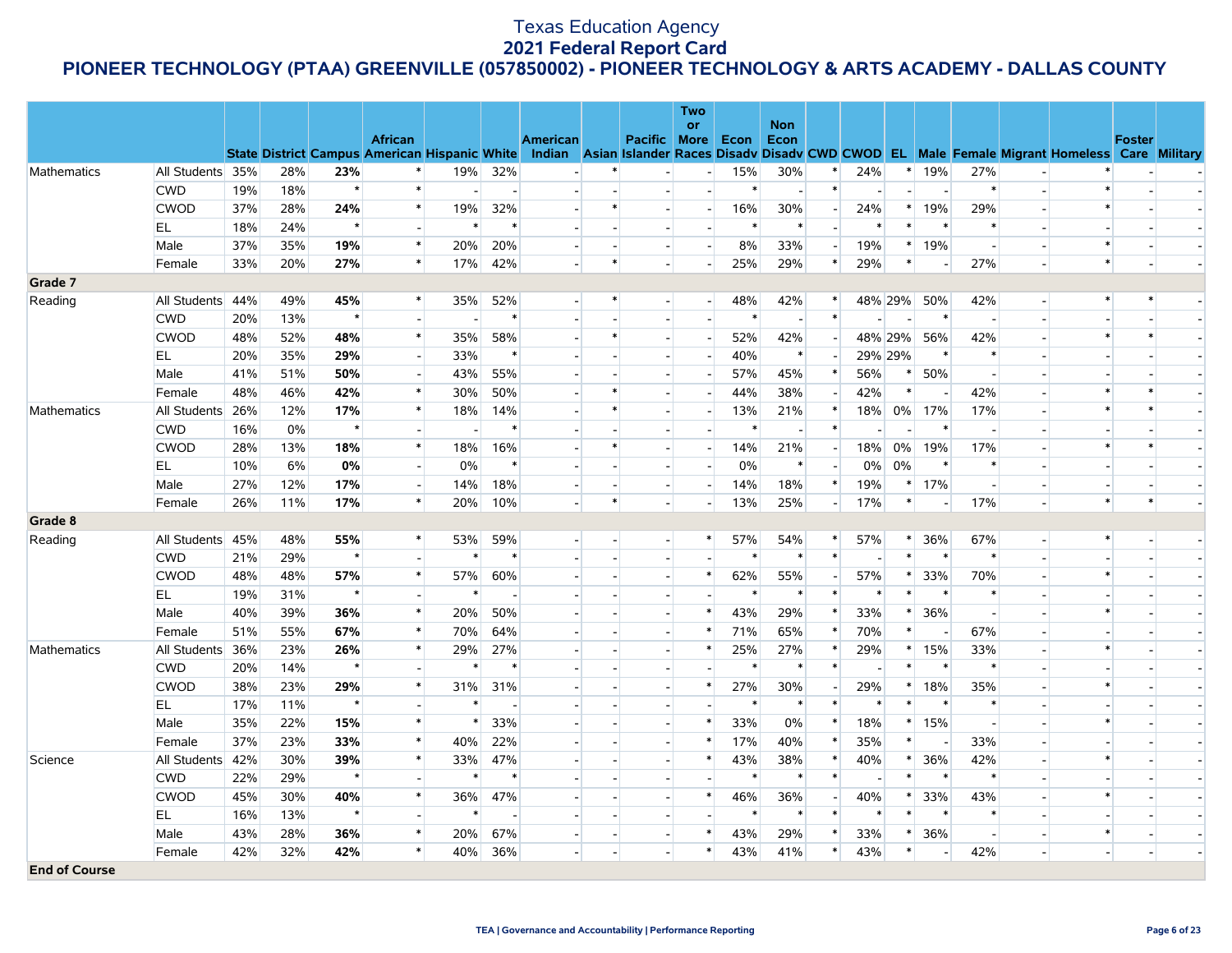# Texas Education Agency
## 2021 Federal Report Card
## PIONEER TECHNOLOGY (PTAA) GREENVILLE (057850002) - PIONEER TECHNOLOGY & ARTS ACADEMY - DALLAS COUNTY

| | | State | District | Campus | African American | Hispanic | White | American Indian | Asian | Pacific Islander | Two or More Races | Econ Disadv | Non Econ Disadv | CWD | CWOD | EL | Male | Female | Migrant | Homeless | Foster Care | Military |
|---|---|---|---|---|---|---|---|---|---|---|---|---|---|---|---|---|---|---|---|---|---|---|
| Mathematics | All Students | 35% | 28% | **23%** | * | 19% | 32% | - | * | - | - | 15% | 30% | * | 24% | * | 19% | 27% | - | * | - | - |
| | CWD | 19% | 18% | * | * | - | - | - | - | - | - | * | - | * | - | - | - | * | - | * | - | - |
| | CWOD | 37% | 28% | **24%** | * | 19% | 32% | - | * | - | - | 16% | 30% | - | 24% | * | 19% | 29% | - | * | - | - |
| | EL | 18% | 24% | * | - | * | * | - | - | - | - | * | * | - | * | * | * | * | - | - | - | - |
| | Male | 37% | 35% | **19%** | * | 20% | 20% | - | - | - | - | 8% | 33% | - | 19% | * | 19% | - | - | * | - | - |
| | Female | 33% | 20% | **27%** | * | 17% | 42% | - | * | - | - | 25% | 29% | * | 29% | * | - | 27% | - | * | - | - |
| **Grade 7** | | | | | | | | | | | | | | | | | | | | | | |
| Reading | All Students | 44% | 49% | **45%** | * | 35% | 52% | - | * | - | - | 48% | 42% | * | 48% | 29% | 50% | 42% | - | * | * | - |
| | CWD | 20% | 13% | * | - | - | * | - | - | - | - | * | - | * | - | - | * | - | - | - | - | - |
| | CWOD | 48% | 52% | **48%** | * | 35% | 58% | - | * | - | - | 52% | 42% | - | 48% | 29% | 56% | 42% | - | * | * | - |
| | EL | 20% | 35% | **29%** | - | 33% | * | - | - | - | - | 40% | * | - | 29% | 29% | * | * | - | - | - | - |
| | Male | 41% | 51% | **50%** | - | 43% | 55% | - | - | - | - | 57% | 45% | * | 56% | * | 50% | - | - | - | - | - |
| | Female | 48% | 46% | **42%** | * | 30% | 50% | - | * | - | - | 44% | 38% | - | 42% | * | - | 42% | - | * | * | - |
| Mathematics | All Students | 26% | 12% | **17%** | * | 18% | 14% | - | * | - | - | 13% | 21% | * | 18% | 0% | 17% | 17% | - | * | * | - |
| | CWD | 16% | 0% | * | - | - | * | - | - | - | - | * | - | * | - | - | * | - | - | - | - | - |
| | CWOD | 28% | 13% | **18%** | * | 18% | 16% | - | * | - | - | 14% | 21% | - | 18% | 0% | 19% | 17% | - | * | * | - |
| | EL | 10% | 6% | **0%** | - | 0% | * | - | - | - | - | 0% | * | - | 0% | 0% | * | * | - | - | - | - |
| | Male | 27% | 12% | **17%** | - | 14% | 18% | - | - | - | - | 14% | 18% | * | 19% | * | 17% | - | - | - | - | - |
| | Female | 26% | 11% | **17%** | * | 20% | 10% | - | * | - | - | 13% | 25% | - | 17% | * | - | 17% | - | * | * | - |
| **Grade 8** | | | | | | | | | | | | | | | | | | | | | | |
| Reading | All Students | 45% | 48% | **55%** | * | 53% | 59% | - | - | - | * | 57% | 54% | * | 57% | * | 36% | 67% | - | * | - | - |
| | CWD | 21% | 29% | * | - | * | * | - | - | - | - | * | * | * | - | * | * | * | - | - | - | - |
| | CWOD | 48% | 48% | **57%** | * | 57% | 60% | - | - | - | * | 62% | 55% | - | 57% | * | 33% | 70% | - | * | - | - |
| | EL | 19% | 31% | * | - | * | - | - | - | - | - | * | * | * | * | * | * | * | - | - | - | - |
| | Male | 40% | 39% | **36%** | * | 20% | 50% | - | - | - | * | 43% | 29% | * | 33% | * | 36% | - | - | * | - | - |
| | Female | 51% | 55% | **67%** | * | 70% | 64% | - | - | - | * | 71% | 65% | * | 70% | * | - | 67% | - | - | - | - |
| Mathematics | All Students | 36% | 23% | **26%** | * | 29% | 27% | - | - | - | * | 25% | 27% | * | 29% | * | 15% | 33% | - | * | - | - |
| | CWD | 20% | 14% | * | - | * | * | - | - | - | - | * | * | * | - | * | * | * | - | - | - | - |
| | CWOD | 38% | 23% | **29%** | * | 31% | 31% | - | - | - | * | 27% | 30% | - | 29% | * | 18% | 35% | - | * | - | - |
| | EL | 17% | 11% | * | - | * | - | - | - | - | - | * | * | * | * | * | * | * | - | - | - | - |
| | Male | 35% | 22% | **15%** | * | * | 33% | - | - | - | * | 33% | 0% | * | 18% | * | 15% | - | - | * | - | - |
| | Female | 37% | 23% | **33%** | * | 40% | 22% | - | - | - | * | 17% | 40% | * | 35% | * | - | 33% | - | - | - | - |
| Science | All Students | 42% | 30% | **39%** | * | 33% | 47% | - | - | - | * | 43% | 38% | * | 40% | * | 36% | 42% | - | * | - | - |
| | CWD | 22% | 29% | * | - | * | * | - | - | - | - | * | * | * | - | * | * | * | - | - | - | - |
| | CWOD | 45% | 30% | **40%** | * | 36% | 47% | - | - | - | * | 46% | 36% | - | 40% | * | 33% | 43% | - | * | - | - |
| | EL | 16% | 13% | * | - | * | - | - | - | - | - | * | * | * | * | * | * | * | - | - | - | - |
| | Male | 43% | 28% | **36%** | * | 20% | 67% | - | - | - | * | 43% | 29% | * | 33% | * | 36% | - | - | * | - | - |
| | Female | 42% | 32% | **42%** | * | 40% | 36% | - | - | - | * | 43% | 41% | * | 43% | * | - | 42% | - | - | - | - |
| **End of Course** | | | | | | | | | | | | | | | | | | | | | | |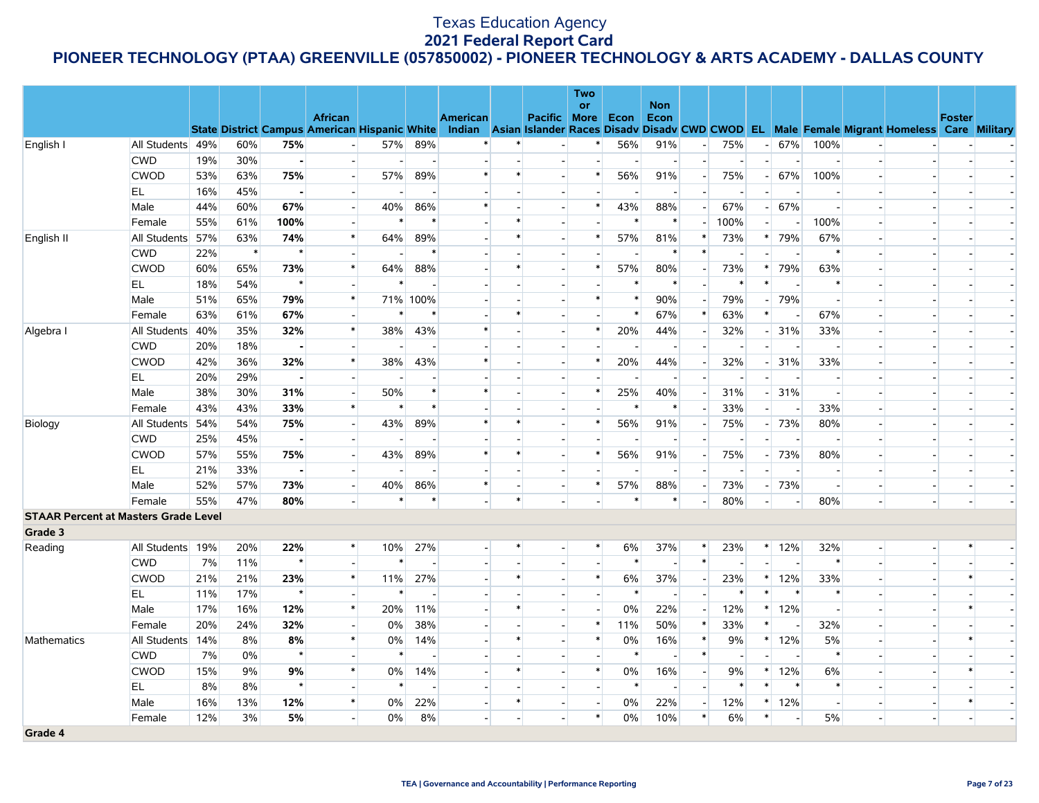# Texas Education Agency
## 2021 Federal Report Card
## PIONEER TECHNOLOGY (PTAA) GREENVILLE (057850002) - PIONEER TECHNOLOGY & ARTS ACADEMY - DALLAS COUNTY

| | | State | District | Campus | African American | Hispanic | White | American Indian | Asian | Pacific Islander | Two or More Races | Econ Disadv | Non Econ Disadv | CWD | CWOD | EL | Male | Female | Migrant | Homeless | Foster Care | Military |
|---|---|---|---|---|---|---|---|---|---|---|---|---|---|---|---|---|---|---|---|---|---|---|
| English I | All Students | 49% | 60% | **75%** | - | 57% | 89% | * | * | - | * | 56% | 91% | - | 75% | - | 67% | 100% | - | - | - | - |
| | CWD | 19% | 30% | **-** | - | - | - | - | - | - | - | - | - | - | - | - | - | - | - | - | - | - |
| | CWOD | 53% | 63% | **75%** | - | 57% | 89% | * | * | - | * | 56% | 91% | - | 75% | - | 67% | 100% | - | - | - | - |
| | EL | 16% | 45% | **-** | - | - | - | - | - | - | - | - | - | - | - | - | - | - | - | - | - | - |
| | Male | 44% | 60% | **67%** | - | 40% | 86% | * | - | - | * | 43% | 88% | - | 67% | - | 67% | - | - | - | - | - |
| | Female | 55% | 61% | **100%** | - | * | * | - | * | - | - | * | * | - | 100% | - | - | 100% | - | - | - | - |
| English II | All Students | 57% | 63% | **74%** | * | 64% | 89% | - | * | - | * | 57% | 81% | * | 73% | * | 79% | 67% | - | - | - | - |
| | CWD | 22% | * | * | - | - | * | - | - | - | - | - | * | * | - | - | - | * | - | - | - | - |
| | CWOD | 60% | 65% | **73%** | * | 64% | 88% | - | * | - | * | 57% | 80% | - | 73% | * | 79% | 63% | - | - | - | - |
| | EL | 18% | 54% | * | - | * | - | - | - | - | - | * | * | - | * | * | - | * | - | - | - | - |
| | Male | 51% | 65% | **79%** | * | 71% | 100% | - | - | - | * | * | 90% | - | 79% | - | 79% | - | - | - | - | - |
| | Female | 63% | 61% | **67%** | - | * | * | - | * | - | - | * | 67% | * | 63% | * | - | 67% | - | - | - | - |
| Algebra I | All Students | 40% | 35% | **32%** | * | 38% | 43% | * | - | - | * | 20% | 44% | - | 32% | - | 31% | 33% | - | - | - | - |
| | CWD | 20% | 18% | **-** | - | - | - | - | - | - | - | - | - | - | - | - | - | - | - | - | - | - |
| | CWOD | 42% | 36% | **32%** | * | 38% | 43% | * | - | - | * | 20% | 44% | - | 32% | - | 31% | 33% | - | - | - | - |
| | EL | 20% | 29% | **-** | - | - | - | - | - | - | - | - | - | - | - | - | - | - | - | - | - | - |
| | Male | 38% | 30% | **31%** | - | 50% | * | * | - | - | * | 25% | 40% | - | 31% | - | 31% | - | - | - | - | - |
| | Female | 43% | 43% | **33%** | * | * | * | - | - | - | - | * | * | - | 33% | - | - | 33% | - | - | - | - |
| Biology | All Students | 54% | 54% | **75%** | - | 43% | 89% | * | * | - | * | 56% | 91% | - | 75% | - | 73% | 80% | - | - | - | - |
| | CWD | 25% | 45% | **-** | - | - | - | - | - | - | - | - | - | - | - | - | - | - | - | - | - | - |
| | CWOD | 57% | 55% | **75%** | - | 43% | 89% | * | * | - | * | 56% | 91% | - | 75% | - | 73% | 80% | - | - | - | - |
| | EL | 21% | 33% | **-** | - | - | - | - | - | - | - | - | - | - | - | - | - | - | - | - | - | - |
| | Male | 52% | 57% | **73%** | - | 40% | 86% | * | - | - | * | 57% | 88% | - | 73% | - | 73% | - | - | - | - | - |
| | Female | 55% | 47% | **80%** | - | * | * | - | * | - | - | * | * | - | 80% | - | - | 80% | - | - | - | - |
| **STAAR Percent at Masters Grade Level** | | | | | | | | | | | | | | | | | | | | | | |
| **Grade 3** | | | | | | | | | | | | | | | | | | | | | | |
| Reading | All Students | 19% | 20% | **22%** | * | 10% | 27% | - | * | - | * | 6% | 37% | * | 23% | * | 12% | 32% | - | - | * | - |
| | CWD | 7% | 11% | * | - | * | - | - | - | - | - | * | - | * | - | - | - | * | - | - | - | - |
| | CWOD | 21% | 21% | **23%** | * | 11% | 27% | - | * | - | * | 6% | 37% | - | 23% | * | 12% | 33% | - | - | * | - |
| | EL | 11% | 17% | * | - | * | - | - | - | - | - | * | - | - | * | * | * | * | - | - | - | - |
| | Male | 17% | 16% | **12%** | * | 20% | 11% | - | * | - | - | 0% | 22% | - | 12% | * | 12% | - | - | - | * | - |
| | Female | 20% | 24% | **32%** | - | 0% | 38% | - | - | - | * | 11% | 50% | * | 33% | * | - | 32% | - | - | - | - |
| Mathematics | All Students | 14% | 8% | **8%** | * | 0% | 14% | - | * | - | * | 0% | 16% | * | 9% | * | 12% | 5% | - | - | * | - |
| | CWD | 7% | 0% | * | - | * | - | - | - | - | - | * | - | * | - | - | - | * | - | - | - | - |
| | CWOD | 15% | 9% | **9%** | * | 0% | 14% | - | * | - | * | 0% | 16% | - | 9% | * | 12% | 6% | - | - | * | - |
| | EL | 8% | 8% | * | - | * | - | - | - | - | - | * | - | - | * | * | * | * | - | - | - | - |
| | Male | 16% | 13% | **12%** | * | 0% | 22% | - | * | - | - | 0% | 22% | - | 12% | * | 12% | - | - | - | * | - |
| | Female | 12% | 3% | **5%** | - | 0% | 8% | - | - | - | * | 0% | 10% | * | 6% | * | - | 5% | - | - | - | - |
| **Grade 4** | | | | | | | | | | | | | | | | | | | | | | |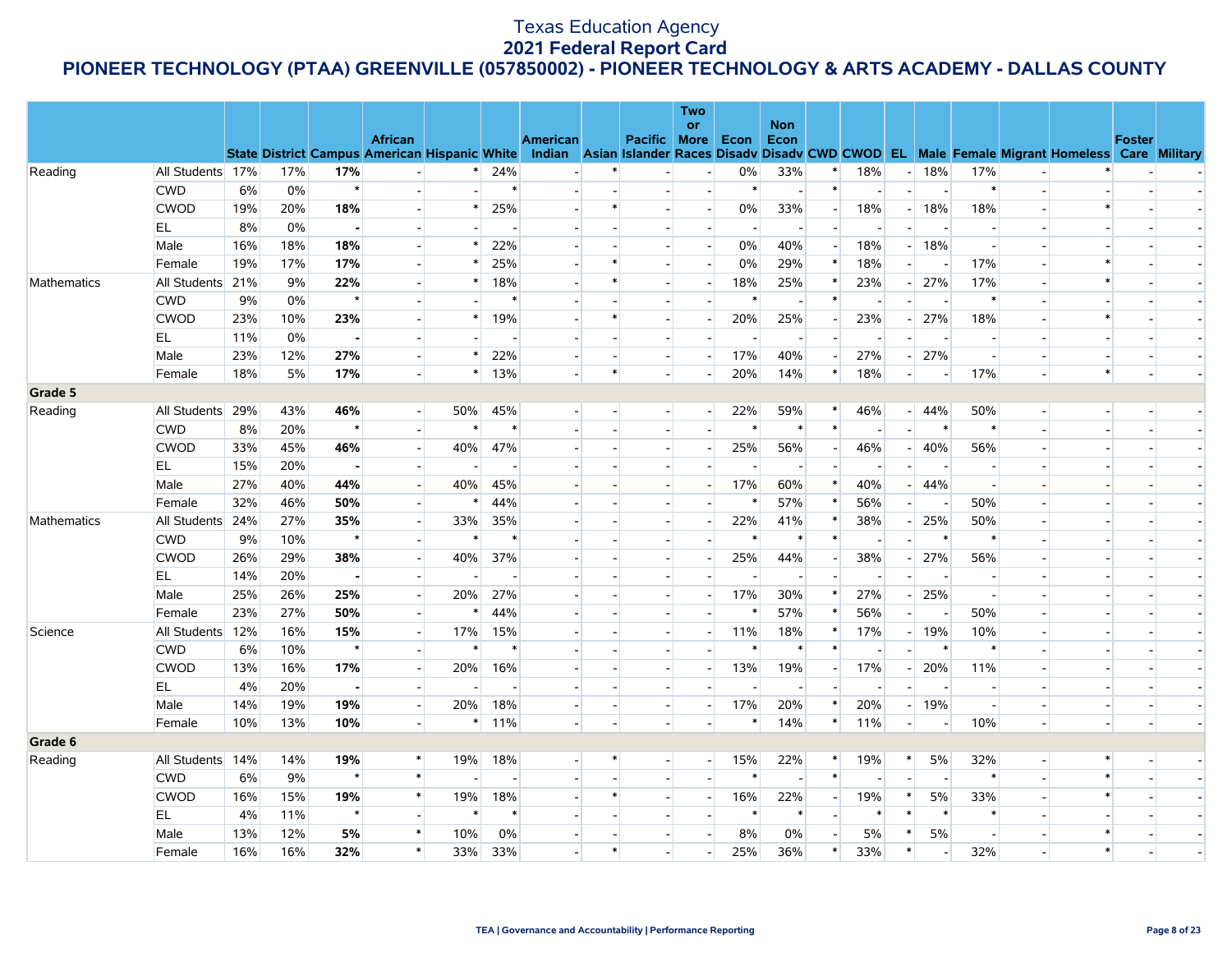# Texas Education Agency
## 2021 Federal Report Card
## PIONEER TECHNOLOGY (PTAA) GREENVILLE (057850002) - PIONEER TECHNOLOGY & ARTS ACADEMY - DALLAS COUNTY

| | | State | District | Campus | African American | Hispanic | White | American Indian | Asian | Pacific Islander | Two or More Races | Econ Disadv | Non Econ Disadv | CWD | CWOD | EL | Male | Female | Migrant | Homeless | Foster Care | Military |
|---|---|---|---|---|---|---|---|---|---|---|---|---|---|---|---|---|---|---|---|---|---|---|
| Reading | All Students | 17% | 17% | **17%** | - | * | 24% | - | * | - | - | 0% | 33% | * | 18% | - | 18% | 17% | - | * | - | - |
| | CWD | 6% | 0% | * | - | - | * | - | - | - | - | * | - | * | - | - | - | * | - | - | - | - |
| | CWOD | 19% | 20% | **18%** | - | * | 25% | - | * | - | - | 0% | 33% | - | 18% | - | 18% | 18% | - | * | - | - |
| | EL | 8% | 0% | **-** | - | - | - | - | - | - | - | - | - | - | - | - | - | - | - | - | - | - |
| | Male | 16% | 18% | **18%** | - | * | 22% | - | - | - | - | 0% | 40% | - | 18% | - | 18% | - | - | - | - | - |
| | Female | 19% | 17% | **17%** | - | * | 25% | - | * | - | - | 0% | 29% | * | 18% | - | - | 17% | - | * | - | - |
| Mathematics | All Students | 21% | 9% | **22%** | - | * | 18% | - | * | - | - | 18% | 25% | * | 23% | - | 27% | 17% | - | * | - | - |
| | CWD | 9% | 0% | * | - | - | * | - | - | - | - | * | - | * | - | - | - | * | - | - | - | - |
| | CWOD | 23% | 10% | **23%** | - | * | 19% | - | * | - | - | 20% | 25% | - | 23% | - | 27% | 18% | - | * | - | - |
| | EL | 11% | 0% | **-** | - | - | - | - | - | - | - | - | - | - | - | - | - | - | - | - | - | - |
| | Male | 23% | 12% | **27%** | - | * | 22% | - | - | - | - | 17% | 40% | - | 27% | - | 27% | - | - | - | - | - |
| | Female | 18% | 5% | **17%** | - | * | 13% | - | * | - | - | 20% | 14% | * | 18% | - | - | 17% | - | * | - | - |
| **Grade 5** | | | | | | | | | | | | | | | | | | | | | | |
| Reading | All Students | 29% | 43% | **46%** | - | 50% | 45% | - | - | - | - | 22% | 59% | * | 46% | - | 44% | 50% | - | - | - | - |
| | CWD | 8% | 20% | * | - | * | * | - | - | - | - | * | * | * | - | - | * | * | - | - | - | - |
| | CWOD | 33% | 45% | **46%** | - | 40% | 47% | - | - | - | - | 25% | 56% | - | 46% | - | 40% | 56% | - | - | - | - |
| | EL | 15% | 20% | **-** | - | - | - | - | - | - | - | - | - | - | - | - | - | - | - | - | - | - |
| | Male | 27% | 40% | **44%** | - | 40% | 45% | - | - | - | - | 17% | 60% | * | 40% | - | 44% | - | - | - | - | - |
| | Female | 32% | 46% | **50%** | - | * | 44% | - | - | - | - | * | 57% | * | 56% | - | - | 50% | - | - | - | - |
| Mathematics | All Students | 24% | 27% | **35%** | - | 33% | 35% | - | - | - | - | 22% | 41% | * | 38% | - | 25% | 50% | - | - | - | - |
| | CWD | 9% | 10% | * | - | * | * | - | - | - | - | * | * | * | - | - | * | * | - | - | - | - |
| | CWOD | 26% | 29% | **38%** | - | 40% | 37% | - | - | - | - | 25% | 44% | - | 38% | - | 27% | 56% | - | - | - | - |
| | EL | 14% | 20% | **-** | - | - | - | - | - | - | - | - | - | - | - | - | - | - | - | - | - | - |
| | Male | 25% | 26% | **25%** | - | 20% | 27% | - | - | - | - | 17% | 30% | * | 27% | - | 25% | - | - | - | - | - |
| | Female | 23% | 27% | **50%** | - | * | 44% | - | - | - | - | * | 57% | * | 56% | - | - | 50% | - | - | - | - |
| Science | All Students | 12% | 16% | **15%** | - | 17% | 15% | - | - | - | - | 11% | 18% | * | 17% | - | 19% | 10% | - | - | - | - |
| | CWD | 6% | 10% | * | - | * | * | - | - | - | - | * | * | * | - | - | * | * | - | - | - | - |
| | CWOD | 13% | 16% | **17%** | - | 20% | 16% | - | - | - | - | 13% | 19% | - | 17% | - | 20% | 11% | - | - | - | - |
| | EL | 4% | 20% | **-** | - | - | - | - | - | - | - | - | - | - | - | - | - | - | - | - | - | - |
| | Male | 14% | 19% | **19%** | - | 20% | 18% | - | - | - | - | 17% | 20% | * | 20% | - | 19% | - | - | - | - | - |
| | Female | 10% | 13% | **10%** | - | * | 11% | - | - | - | - | * | 14% | * | 11% | - | - | 10% | - | - | - | - |
| **Grade 6** | | | | | | | | | | | | | | | | | | | | | | |
| Reading | All Students | 14% | 14% | **19%** | * | 19% | 18% | - | * | - | - | 15% | 22% | * | 19% | * | 5% | 32% | - | * | - | - |
| | CWD | 6% | 9% | * | * | - | - | - | - | - | - | * | - | * | - | - | - | * | - | * | - | - |
| | CWOD | 16% | 15% | **19%** | * | 19% | 18% | - | * | - | - | 16% | 22% | - | 19% | * | 5% | 33% | - | * | - | - |
| | EL | 4% | 11% | * | - | * | * | - | - | - | - | * | * | - | * | * | * | * | - | - | - | - |
| | Male | 13% | 12% | **5%** | * | 10% | 0% | - | - | - | - | 8% | 0% | - | 5% | * | 5% | - | - | * | - | - |
| | Female | 16% | 16% | **32%** | * | 33% | 33% | - | * | - | - | 25% | 36% | * | 33% | * | - | 32% | - | * | - | - |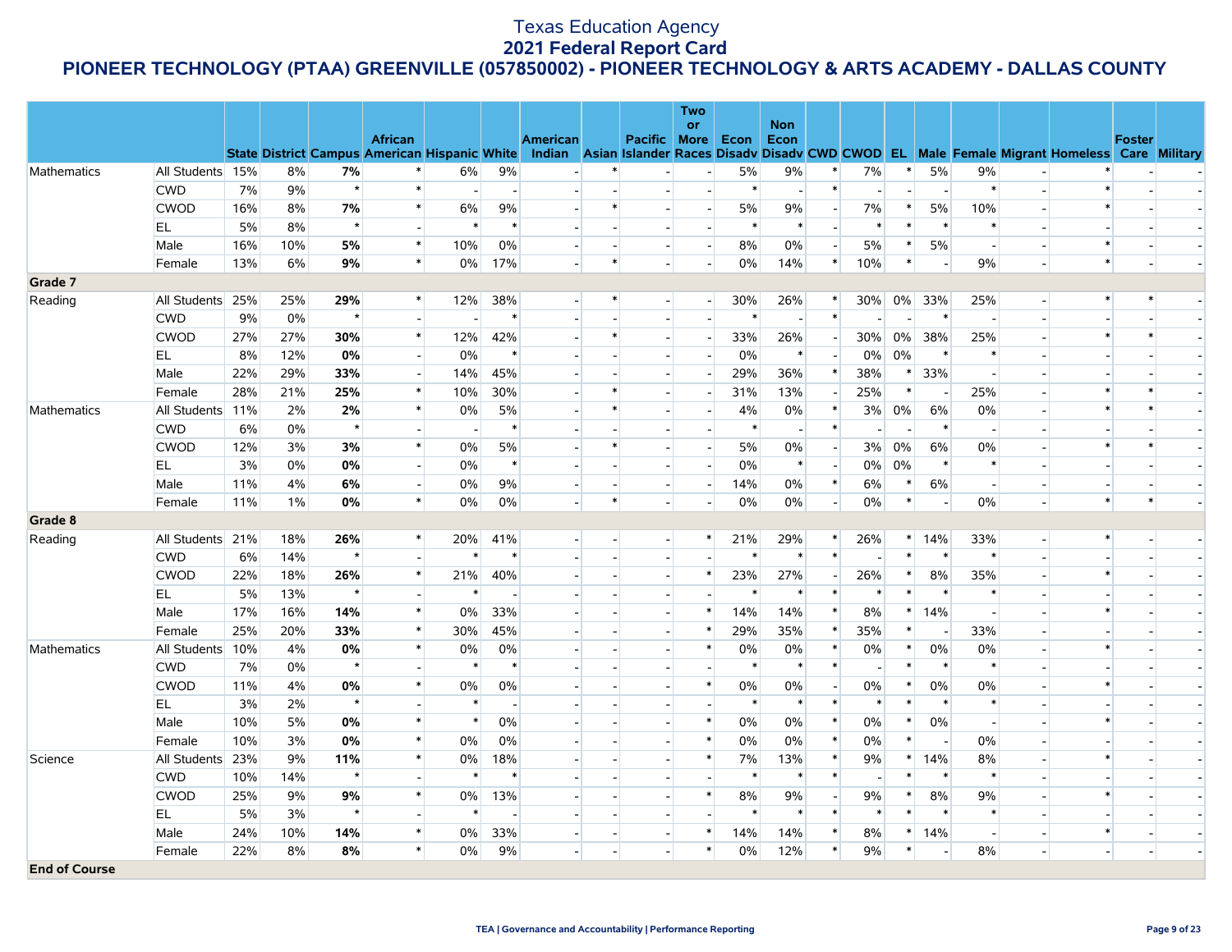# Texas Education Agency
## 2021 Federal Report Card
## PIONEER TECHNOLOGY (PTAA) GREENVILLE (057850002) - PIONEER TECHNOLOGY & ARTS ACADEMY - DALLAS COUNTY

| | | State | District | Campus | African American | Hispanic | White | American Indian | Asian | Pacific Islander | Two or More Races | Econ Disadv | Non Econ Disadv | CWD | CWOD | EL | Male | Female | Migrant | Homeless | Foster Care | Military |
|---|---|---|---|---|---|---|---|---|---|---|---|---|---|---|---|---|---|---|---|---|---|---|
| Mathematics | All Students | 15% | 8% | **7%** | * | 6% | 9% | - | * | - | - | 5% | 9% | * | 7% | * | 5% | 9% | - | * | - | - |
| | CWD | 7% | 9% | * | * | - | - | - | - | - | - | * | - | * | - | - | - | * | - | * | - | - |
| | CWOD | 16% | 8% | **7%** | * | 6% | 9% | - | * | - | - | 5% | 9% | - | 7% | * | 5% | 10% | - | * | - | - |
| | EL | 5% | 8% | * | - | * | * | - | - | - | - | * | * | - | * | * | * | * | - | - | - | - |
| | Male | 16% | 10% | **5%** | * | 10% | 0% | - | - | - | - | 8% | 0% | - | 5% | * | 5% | - | - | * | - | - |
| | Female | 13% | 6% | **9%** | * | 0% | 17% | - | * | - | - | 0% | 14% | * | 10% | * | - | 9% | - | * | - | - |
| **Grade 7** | | | | | | | | | | | | | | | | | | | | | | |
| Reading | All Students | 25% | 25% | **29%** | * | 12% | 38% | - | * | - | - | 30% | 26% | * | 30% | 0% | 33% | 25% | - | * | * | - |
| | CWD | 9% | 0% | * | - | - | * | - | - | - | - | * | - | * | - | - | * | - | - | - | - | - |
| | CWOD | 27% | 27% | **30%** | * | 12% | 42% | - | * | - | - | 33% | 26% | - | 30% | 0% | 38% | 25% | - | * | * | - |
| | EL | 8% | 12% | **0%** | - | 0% | * | - | - | - | - | 0% | * | - | 0% | 0% | * | * | - | - | - | - |
| | Male | 22% | 29% | **33%** | - | 14% | 45% | - | - | - | - | 29% | 36% | * | 38% | * | 33% | - | - | - | - | - |
| | Female | 28% | 21% | **25%** | * | 10% | 30% | - | * | - | - | 31% | 13% | - | 25% | * | - | 25% | - | * | * | - |
| Mathematics | All Students | 11% | 2% | **2%** | * | 0% | 5% | - | * | - | - | 4% | 0% | * | 3% | 0% | 6% | 0% | - | * | * | - |
| | CWD | 6% | 0% | * | - | - | * | - | - | - | - | * | - | * | - | - | * | - | - | - | - | - |
| | CWOD | 12% | 3% | **3%** | * | 0% | 5% | - | * | - | - | 5% | 0% | - | 3% | 0% | 6% | 0% | - | * | * | - |
| | EL | 3% | 0% | **0%** | - | 0% | * | - | - | - | - | 0% | * | - | 0% | 0% | * | * | - | - | - | - |
| | Male | 11% | 4% | **6%** | - | 0% | 9% | - | - | - | - | 14% | 0% | * | 6% | * | 6% | - | - | - | - | - |
| | Female | 11% | 1% | **0%** | * | 0% | 0% | - | * | - | - | 0% | 0% | - | 0% | * | - | 0% | - | * | * | - |
| **Grade 8** | | | | | | | | | | | | | | | | | | | | | | |
| Reading | All Students | 21% | 18% | **26%** | * | 20% | 41% | - | - | - | * | 21% | 29% | * | 26% | * | 14% | 33% | - | * | - | - |
| | CWD | 6% | 14% | * | - | * | * | - | - | - | - | * | * | * | - | * | * | * | - | - | - | - |
| | CWOD | 22% | 18% | **26%** | * | 21% | 40% | - | - | - | * | 23% | 27% | - | 26% | * | 8% | 35% | - | * | - | - |
| | EL | 5% | 13% | * | - | * | - | - | - | - | - | * | * | * | * | * | * | * | - | - | - | - |
| | Male | 17% | 16% | **14%** | * | 0% | 33% | - | - | - | * | 14% | 14% | * | 8% | * | 14% | - | - | * | - | - |
| | Female | 25% | 20% | **33%** | * | 30% | 45% | - | - | - | * | 29% | 35% | * | 35% | * | - | 33% | - | - | - | - |
| Mathematics | All Students | 10% | 4% | **0%** | * | 0% | 0% | - | - | - | * | 0% | 0% | * | 0% | * | 0% | 0% | - | * | - | - |
| | CWD | 7% | 0% | * | - | * | * | - | - | - | - | * | * | * | - | * | * | * | - | - | - | - |
| | CWOD | 11% | 4% | **0%** | * | 0% | 0% | - | - | - | * | 0% | 0% | - | 0% | * | 0% | 0% | - | * | - | - |
| | EL | 3% | 2% | * | - | * | - | - | - | - | - | * | * | * | * | * | * | * | - | - | - | - |
| | Male | 10% | 5% | **0%** | * | * | 0% | - | - | - | * | 0% | 0% | * | 0% | * | 0% | - | - | * | - | - |
| | Female | 10% | 3% | **0%** | * | 0% | 0% | - | - | - | * | 0% | 0% | * | 0% | * | - | 0% | - | - | - | - |
| Science | All Students | 23% | 9% | **11%** | * | 0% | 18% | - | - | - | * | 7% | 13% | * | 9% | * | 14% | 8% | - | * | - | - |
| | CWD | 10% | 14% | * | - | * | * | - | - | - | - | * | * | * | - | * | * | * | - | - | - | - |
| | CWOD | 25% | 9% | **9%** | * | 0% | 13% | - | - | - | * | 8% | 9% | - | 9% | * | 8% | 9% | - | * | - | - |
| | EL | 5% | 3% | * | - | * | - | - | - | - | - | * | * | * | * | * | * | * | - | - | - | - |
| | Male | 24% | 10% | **14%** | * | 0% | 33% | - | - | - | * | 14% | 14% | * | 8% | * | 14% | - | - | * | - | - |
| | Female | 22% | 8% | **8%** | * | 0% | 9% | - | - | - | * | 0% | 12% | * | 9% | * | - | 8% | - | - | - | - |
| **End of Course** | | | | | | | | | | | | | | | | | | | | | | |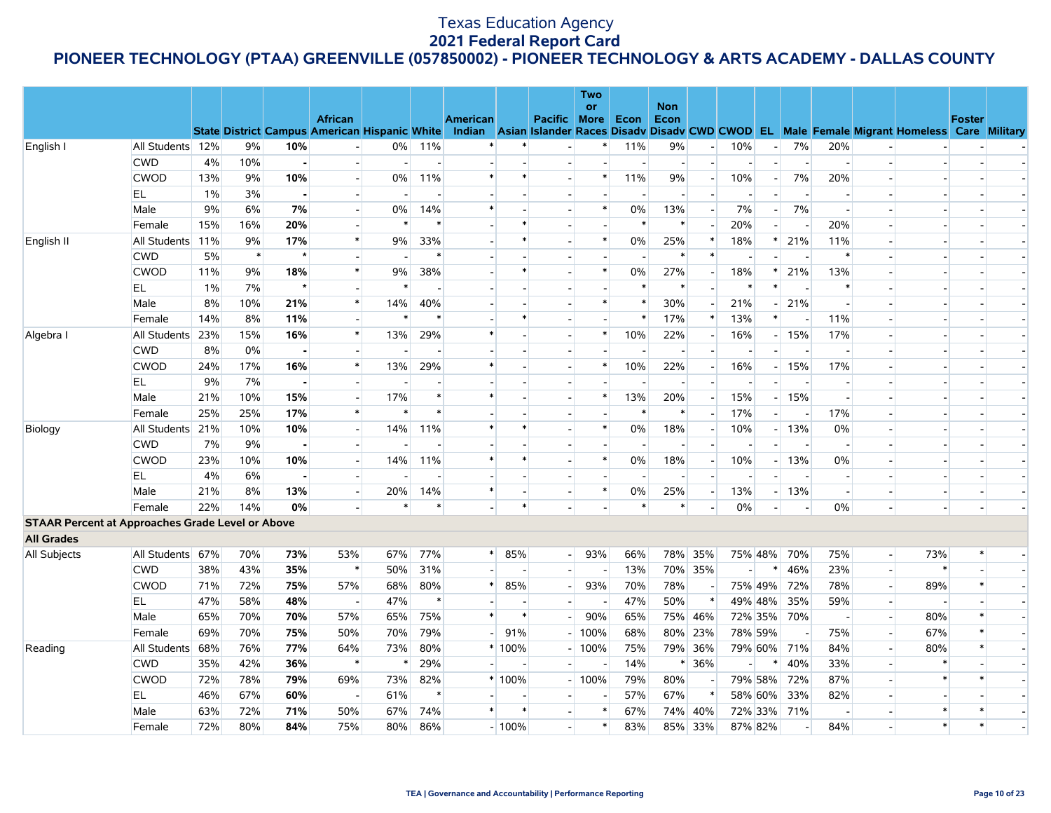# Texas Education Agency
## 2021 Federal Report Card
## PIONEER TECHNOLOGY (PTAA) GREENVILLE (057850002) - PIONEER TECHNOLOGY & ARTS ACADEMY - DALLAS COUNTY

| | | State | District | Campus | African American | Hispanic | White | American Indian | Asian | Pacific Islander | Two or More Races | Econ Disadv | Non Econ Disadv | CWD | CWOD | EL | Male | Female | Migrant | Homeless | Foster Care | Military |
|---|---|---|---|---|---|---|---|---|---|---|---|---|---|---|---|---|---|---|---|---|---|---|
| English I | All Students | 12% | 9% | **10%** | - | 0% | 11% | * | * | - | * | 11% | 9% | - | 10% | - | 7% | 20% | - | - | - | - |
| | CWD | 4% | 10% | **-** | - | - | - | - | - | - | - | - | - | - | - | - | - | - | - | - | - | - |
| | CWOD | 13% | 9% | **10%** | - | 0% | 11% | * | * | - | * | 11% | 9% | - | 10% | - | 7% | 20% | - | - | - | - |
| | EL | 1% | 3% | **-** | - | - | - | - | - | - | - | - | - | - | - | - | - | - | - | - | - | - |
| | Male | 9% | 6% | **7%** | - | 0% | 14% | * | - | - | * | 0% | 13% | - | 7% | - | 7% | - | - | - | - | - |
| | Female | 15% | 16% | **20%** | - | * | * | - | * | - | - | * | * | - | 20% | - | - | 20% | - | - | - | - |
| English II | All Students | 11% | 9% | **17%** | * | 9% | 33% | - | * | - | * | 0% | 25% | * | 18% | * | 21% | 11% | - | - | - | - |
| | CWD | 5% | * | ***** | - | - | * | - | - | - | - | - | * | * | - | - | - | * | - | - | - | - |
| | CWOD | 11% | 9% | **18%** | * | 9% | 38% | - | * | - | * | 0% | 27% | - | 18% | * | 21% | 13% | - | - | - | - |
| | EL | 1% | 7% | ***** | - | * | - | - | - | - | - | * | * | - | * | * | - | * | - | - | - | - |
| | Male | 8% | 10% | **21%** | * | 14% | 40% | - | - | - | * | * | 30% | - | 21% | - | 21% | - | - | - | - | - |
| | Female | 14% | 8% | **11%** | - | * | * | - | * | - | - | * | 17% | * | 13% | * | - | 11% | - | - | - | - |
| Algebra I | All Students | 23% | 15% | **16%** | * | 13% | 29% | * | - | - | * | 10% | 22% | - | 16% | - | 15% | 17% | - | - | - | - |
| | CWD | 8% | 0% | **-** | - | - | - | - | - | - | - | - | - | - | - | - | - | - | - | - | - | - |
| | CWOD | 24% | 17% | **16%** | * | 13% | 29% | * | - | - | * | 10% | 22% | - | 16% | - | 15% | 17% | - | - | - | - |
| | EL | 9% | 7% | **-** | - | - | - | - | - | - | - | - | - | - | - | - | - | - | - | - | - | - |
| | Male | 21% | 10% | **15%** | - | 17% | * | * | - | - | * | 13% | 20% | - | 15% | - | 15% | - | - | - | - | - |
| | Female | 25% | 25% | **17%** | * | * | * | - | - | - | - | * | * | - | 17% | - | - | 17% | - | - | - | - |
| Biology | All Students | 21% | 10% | **10%** | - | 14% | 11% | * | * | - | * | 0% | 18% | - | 10% | - | 13% | 0% | - | - | - | - |
| | CWD | 7% | 9% | **-** | - | - | - | - | - | - | - | - | - | - | - | - | - | - | - | - | - | - |
| | CWOD | 23% | 10% | **10%** | - | 14% | 11% | * | * | - | * | 0% | 18% | - | 10% | - | 13% | 0% | - | - | - | - |
| | EL | 4% | 6% | **-** | - | - | - | - | - | - | - | - | - | - | - | - | - | - | - | - | - | - |
| | Male | 21% | 8% | **13%** | - | 20% | 14% | * | - | - | * | 0% | 25% | - | 13% | - | 13% | - | - | - | - | - |
| | Female | 22% | 14% | **0%** | - | * | * | - | * | - | - | * | * | - | 0% | - | - | 0% | - | - | - | - |
| **STAAR Percent at Approaches Grade Level or Above** | | | | | | | | | | | | | | | | | | | | | | |
| **All Grades** | | | | | | | | | | | | | | | | | | | | | | |
| All Subjects | All Students | 67% | 70% | **73%** | 53% | 67% | 77% | * | 85% | - | 93% | 66% | 78% | 35% | 75% | 48% | 70% | 75% | - | 73% | * | - |
| | CWD | 38% | 43% | **35%** | * | 50% | 31% | - | - | - | - | 13% | 70% | 35% | - | * | 46% | 23% | - | * | - | - |
| | CWOD | 71% | 72% | **75%** | 57% | 68% | 80% | * | 85% | - | 93% | 70% | 78% | - | 75% | 49% | 72% | 78% | - | 89% | * | - |
| | EL | 47% | 58% | **48%** | - | 47% | * | - | - | - | - | 47% | 50% | * | 49% | 48% | 35% | 59% | - | - | - | - |
| | Male | 65% | 70% | **70%** | 57% | 65% | 75% | * | * | - | 90% | 65% | 75% | 46% | 72% | 35% | 70% | - | - | 80% | * | - |
| | Female | 69% | 70% | **75%** | 50% | 70% | 79% | - | 91% | - | 100% | 68% | 80% | 23% | 78% | 59% | - | 75% | - | 67% | * | - |
| Reading | All Students | 68% | 76% | **77%** | 64% | 73% | 80% | * | 100% | - | 100% | 75% | 79% | 36% | 79% | 60% | 71% | 84% | - | 80% | * | - |
| | CWD | 35% | 42% | **36%** | * | * | 29% | - | - | - | - | 14% | * | 36% | - | * | 40% | 33% | - | * | - | - |
| | CWOD | 72% | 78% | **79%** | 69% | 73% | 82% | * | 100% | - | 100% | 79% | 80% | - | 79% | 58% | 72% | 87% | - | * | * | - |
| | EL | 46% | 67% | **60%** | - | 61% | * | - | - | - | - | 57% | 67% | * | 58% | 60% | 33% | 82% | - | - | - | - |
| | Male | 63% | 72% | **71%** | 50% | 67% | 74% | * | * | - | * | 67% | 74% | 40% | 72% | 33% | 71% | - | - | * | * | - |
| | Female | 72% | 80% | **84%** | 75% | 80% | 86% | - | 100% | - | * | 83% | 85% | 33% | 87% | 82% | - | 84% | - | * | * | - |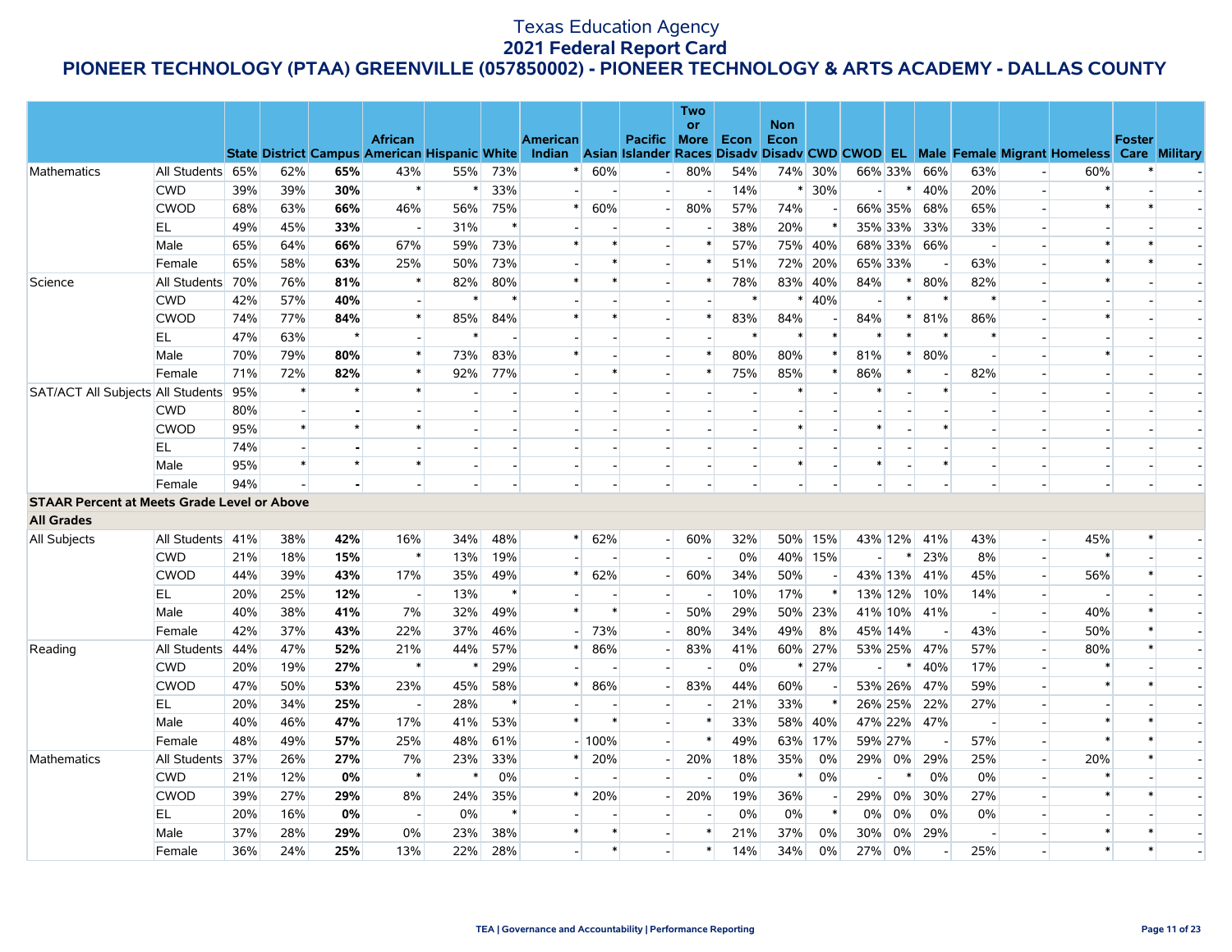# Texas Education Agency
## 2021 Federal Report Card
### PIONEER TECHNOLOGY (PTAA) GREENVILLE (057850002) - PIONEER TECHNOLOGY & ARTS ACADEMY - DALLAS COUNTY

| | | State | District | Campus | African American | Hispanic | White | American Indian | Asian | Pacific Islander | Two or More Races | Econ Disadv | Non Econ Disadv | CWD | CWOD | EL | Male | Female | Migrant | Homeless | Foster Care | Military |
|---|---|---|---|---|---|---|---|---|---|---|---|---|---|---|---|---|---|---|---|---|---|---|
| Mathematics | All Students | 65% | 62% | **65%** | 43% | 55% | 73% | * | 60% | - | 80% | 54% | 74% | 30% | 66% | 33% | 66% | 63% | - | 60% | * | - |
| | CWD | 39% | 39% | **30%** | * | * | 33% | - | - | - | - | 14% | * | 30% | - | * | 40% | 20% | - | * | - | - |
| | CWOD | 68% | 63% | **66%** | 46% | 56% | 75% | * | 60% | - | 80% | 57% | 74% | - | 66% | 35% | 68% | 65% | - | * | * | - |
| | EL | 49% | 45% | **33%** | - | 31% | * | - | - | - | - | 38% | 20% | * | 35% | 33% | 33% | 33% | - | - | - | - |
| | Male | 65% | 64% | **66%** | 67% | 59% | 73% | * | * | - | * | 57% | 75% | 40% | 68% | 33% | 66% | - | - | * | * | - |
| | Female | 65% | 58% | **63%** | 25% | 50% | 73% | - | * | - | * | 51% | 72% | 20% | 65% | 33% | - | 63% | - | * | * | - |
| Science | All Students | 70% | 76% | **81%** | * | 82% | 80% | * | * | - | * | 78% | 83% | 40% | 84% | * | 80% | 82% | - | * | - | - |
| | CWD | 42% | 57% | **40%** | - | * | * | - | - | - | - | * | * | 40% | - | * | * | * | - | - | - | - |
| | CWOD | 74% | 77% | **84%** | * | 85% | 84% | * | * | - | * | 83% | 84% | - | 84% | * | 81% | 86% | - | * | - | - |
| | EL | 47% | 63% | * | - | * | - | - | - | - | - | * | * | * | * | * | * | * | - | - | - | - |
| | Male | 70% | 79% | **80%** | * | 73% | 83% | * | - | - | * | 80% | 80% | * | 81% | * | 80% | - | - | * | - | - |
| | Female | 71% | 72% | **82%** | * | 92% | 77% | - | * | - | * | 75% | 85% | * | 86% | * | - | 82% | - | - | - | - |
| SAT/ACT All Subjects | All Students | 95% | * | * | * | - | - | - | - | - | - | - | * | - | * | - | * | - | - | - | - | - |
| | CWD | 80% | - | **-** | - | - | - | - | - | - | - | - | - | - | - | - | - | - | - | - | - | - |
| | CWOD | 95% | * | * | * | - | - | - | - | - | - | - | * | - | * | - | * | - | - | - | - | - |
| | EL | 74% | - | **-** | - | - | - | - | - | - | - | - | - | - | - | - | - | - | - | - | - | - |
| | Male | 95% | * | * | * | - | - | - | - | - | - | - | * | - | * | - | * | - | - | - | - | - |
| | Female | 94% | - | **-** | - | - | - | - | - | - | - | - | - | - | - | - | - | - | - | - | - | - |
| **STAAR Percent at Meets Grade Level or Above** | | | | | | | | | | | | | | | | | | | | | | |
| **All Grades** | | | | | | | | | | | | | | | | | | | | | | |
| All Subjects | All Students | 41% | 38% | **42%** | 16% | 34% | 48% | * | 62% | - | 60% | 32% | 50% | 15% | 43% | 12% | 41% | 43% | - | 45% | * | - |
| | CWD | 21% | 18% | **15%** | * | 13% | 19% | - | - | - | - | 0% | 40% | 15% | - | * | 23% | 8% | - | * | - | - |
| | CWOD | 44% | 39% | **43%** | 17% | 35% | 49% | * | 62% | - | 60% | 34% | 50% | - | 43% | 13% | 41% | 45% | - | 56% | * | - |
| | EL | 20% | 25% | **12%** | - | 13% | * | - | - | - | - | 10% | 17% | * | 13% | 12% | 10% | 14% | - | - | - | - |
| | Male | 40% | 38% | **41%** | 7% | 32% | 49% | * | * | - | 50% | 29% | 50% | 23% | 41% | 10% | 41% | - | - | 40% | * | - |
| | Female | 42% | 37% | **43%** | 22% | 37% | 46% | - | 73% | - | 80% | 34% | 49% | 8% | 45% | 14% | - | 43% | - | 50% | * | - |
| Reading | All Students | 44% | 47% | **52%** | 21% | 44% | 57% | * | 86% | - | 83% | 41% | 60% | 27% | 53% | 25% | 47% | 57% | - | 80% | * | - |
| | CWD | 20% | 19% | **27%** | * | * | 29% | - | - | - | - | 0% | * | 27% | - | * | 40% | 17% | - | * | - | - |
| | CWOD | 47% | 50% | **53%** | 23% | 45% | 58% | * | 86% | - | 83% | 44% | 60% | - | 53% | 26% | 47% | 59% | - | * | * | - |
| | EL | 20% | 34% | **25%** | - | 28% | * | - | - | - | - | 21% | 33% | * | 26% | 25% | 22% | 27% | - | - | - | - |
| | Male | 40% | 46% | **47%** | 17% | 41% | 53% | * | * | - | * | 33% | 58% | 40% | 47% | 22% | 47% | - | - | * | * | - |
| | Female | 48% | 49% | **57%** | 25% | 48% | 61% | - | 100% | - | * | 49% | 63% | 17% | 59% | 27% | - | 57% | - | * | * | - |
| Mathematics | All Students | 37% | 26% | **27%** | 7% | 23% | 33% | * | 20% | - | 20% | 18% | 35% | 0% | 29% | 0% | 29% | 25% | - | 20% | * | - |
| | CWD | 21% | 12% | **0%** | * | * | 0% | - | - | - | - | 0% | * | 0% | - | * | 0% | 0% | - | * | - | - |
| | CWOD | 39% | 27% | **29%** | 8% | 24% | 35% | * | 20% | - | 20% | 19% | 36% | - | 29% | 0% | 30% | 27% | - | * | * | - |
| | EL | 20% | 16% | **0%** | - | 0% | * | - | - | - | - | 0% | 0% | * | 0% | 0% | 0% | 0% | - | - | - | - |
| | Male | 37% | 28% | **29%** | 0% | 23% | 38% | * | * | - | * | 21% | 37% | 0% | 30% | 0% | 29% | - | - | * | * | - |
| | Female | 36% | 24% | **25%** | 13% | 22% | 28% | - | * | - | * | 14% | 34% | 0% | 27% | 0% | - | 25% | - | * | * | - |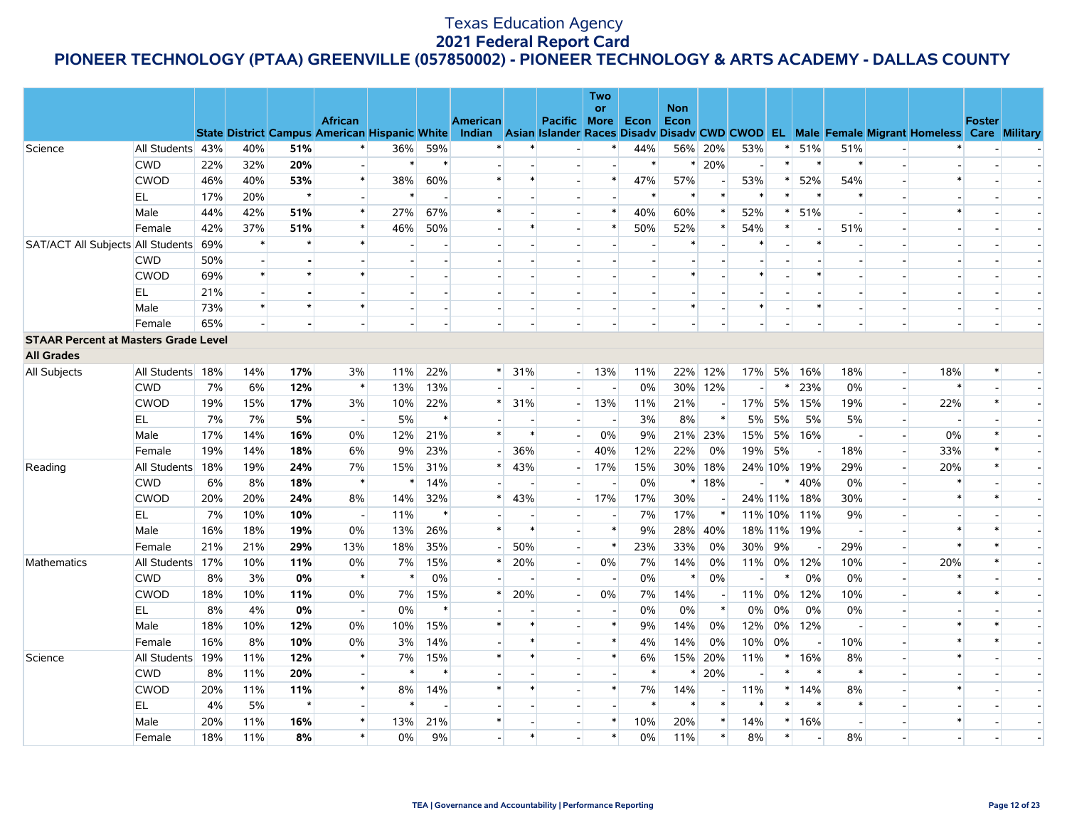# Texas Education Agency
## 2021 Federal Report Card
## PIONEER TECHNOLOGY (PTAA) GREENVILLE (057850002) - PIONEER TECHNOLOGY & ARTS ACADEMY - DALLAS COUNTY

| | | State | District | Campus | African American | Hispanic | White | American Indian | Asian | Pacific Islander | Two or More Races | Econ Disadv | Non Econ Disadv | CWD | CWOD | EL | Male | Female | Migrant | Homeless | Foster Care | Military |
|---|---|---|---|---|---|---|---|---|---|---|---|---|---|---|---|---|---|---|---|---|---|---|
| Science | All Students | 43% | 40% | **51%** | * | 36% | 59% | * | * | - | * | 44% | 56% | 20% | 53% | * | 51% | 51% | - | * | - | - |
| | CWD | 22% | 32% | **20%** | - | * | * | - | - | - | - | * | * | 20% | - | * | * | * | - | - | - | - |
| | CWOD | 46% | 40% | **53%** | * | 38% | 60% | * | * | - | * | 47% | 57% | - | 53% | * | 52% | 54% | - | * | - | - |
| | EL | 17% | 20% | * | - | * | - | - | - | - | - | * | * | * | * | * | * | * | - | - | - | - |
| | Male | 44% | 42% | **51%** | * | 27% | 67% | * | - | - | * | 40% | 60% | * | 52% | * | 51% | - | - | * | - | - |
| | Female | 42% | 37% | **51%** | * | 46% | 50% | - | * | - | * | 50% | 52% | * | 54% | * | - | 51% | - | - | - | - |
| SAT/ACT All Subjects | All Students | 69% | * | * | * | - | - | - | - | - | - | - | * | - | * | - | * | - | - | - | - | - |
| | CWD | 50% | - | - | - | - | - | - | - | - | - | - | - | - | - | - | - | - | - | - | - | - |
| | CWOD | 69% | * | * | * | - | - | - | - | - | - | - | * | - | * | - | * | - | - | - | - | - |
| | EL | 21% | - | - | - | - | - | - | - | - | - | - | - | - | - | - | - | - | - | - | - | - |
| | Male | 73% | * | * | * | - | - | - | - | - | - | - | * | - | * | - | * | - | - | - | - | - |
| | Female | 65% | - | - | - | - | - | - | - | - | - | - | - | - | - | - | - | - | - | - | - | - |
| **STAAR Percent at Masters Grade Level** | | | | | | | | | | | | | | | | | | | | | | |
| **All Grades** | | | | | | | | | | | | | | | | | | | | | | |
| All Subjects | All Students | 18% | 14% | **17%** | 3% | 11% | 22% | * | 31% | - | 13% | 11% | 22% | 12% | 17% | 5% | 16% | 18% | - | 18% | * | - |
| | CWD | 7% | 6% | **12%** | * | 13% | 13% | - | - | - | - | 0% | 30% | 12% | - | * | 23% | 0% | - | * | - | - |
| | CWOD | 19% | 15% | **17%** | 3% | 10% | 22% | * | 31% | - | 13% | 11% | 21% | - | 17% | 5% | 15% | 19% | - | 22% | * | - |
| | EL | 7% | 7% | **5%** | - | 5% | * | - | - | - | - | 3% | 8% | * | 5% | 5% | 5% | 5% | - | - | - | - |
| | Male | 17% | 14% | **16%** | 0% | 12% | 21% | * | * | - | 0% | 9% | 21% | 23% | 15% | 5% | 16% | - | - | 0% | * | - |
| | Female | 19% | 14% | **18%** | 6% | 9% | 23% | - | 36% | - | 40% | 12% | 22% | 0% | 19% | 5% | - | 18% | - | 33% | * | - |
| Reading | All Students | 18% | 19% | **24%** | 7% | 15% | 31% | * | 43% | - | 17% | 15% | 30% | 18% | 24% | 10% | 19% | 29% | - | 20% | * | - |
| | CWD | 6% | 8% | **18%** | * | * | 14% | - | - | - | - | 0% | * | 18% | - | * | 40% | 0% | - | * | - | - |
| | CWOD | 20% | 20% | **24%** | 8% | 14% | 32% | * | 43% | - | 17% | 17% | 30% | - | 24% | 11% | 18% | 30% | - | * | * | - |
| | EL | 7% | 10% | **10%** | - | 11% | * | - | - | - | - | 7% | 17% | * | 11% | 10% | 11% | 9% | - | - | - | - |
| | Male | 16% | 18% | **19%** | 0% | 13% | 26% | * | * | - | * | 9% | 28% | 40% | 18% | 11% | 19% | - | - | * | * | - |
| | Female | 21% | 21% | **29%** | 13% | 18% | 35% | - | 50% | - | * | 23% | 33% | 0% | 30% | 9% | - | 29% | - | * | * | - |
| Mathematics | All Students | 17% | 10% | **11%** | 0% | 7% | 15% | * | 20% | - | 0% | 7% | 14% | 0% | 11% | 0% | 12% | 10% | - | 20% | * | - |
| | CWD | 8% | 3% | **0%** | * | * | 0% | - | - | - | - | 0% | * | 0% | - | * | 0% | 0% | - | * | - | - |
| | CWOD | 18% | 10% | **11%** | 0% | 7% | 15% | * | 20% | - | 0% | 7% | 14% | - | 11% | 0% | 12% | 10% | - | * | * | - |
| | EL | 8% | 4% | **0%** | - | 0% | * | - | - | - | - | 0% | 0% | * | 0% | 0% | 0% | 0% | - | - | - | - |
| | Male | 18% | 10% | **12%** | 0% | 10% | 15% | * | * | - | * | 9% | 14% | 0% | 12% | 0% | 12% | - | - | * | * | - |
| | Female | 16% | 8% | **10%** | 0% | 3% | 14% | - | * | - | * | 4% | 14% | 0% | 10% | 0% | - | 10% | - | * | * | - |
| Science | All Students | 19% | 11% | **12%** | * | 7% | 15% | * | * | - | * | 6% | 15% | 20% | 11% | * | 16% | 8% | - | * | - | - |
| | CWD | 8% | 11% | **20%** | - | * | * | - | - | - | - | * | * | 20% | - | * | * | * | - | - | - | - |
| | CWOD | 20% | 11% | **11%** | * | 8% | 14% | * | * | - | * | 7% | 14% | - | 11% | * | 14% | 8% | - | * | - | - |
| | EL | 4% | 5% | * | - | * | - | - | - | - | - | * | * | * | * | * | * | * | - | - | - | - |
| | Male | 20% | 11% | **16%** | * | 13% | 21% | * | - | - | * | 10% | 20% | * | 14% | * | 16% | - | - | * | - | - |
| | Female | 18% | 11% | **8%** | * | 0% | 9% | - | * | - | * | 0% | 11% | * | 8% | * | - | 8% | - | - | - | - |

TEA | Governance and Accountability | Performance Reporting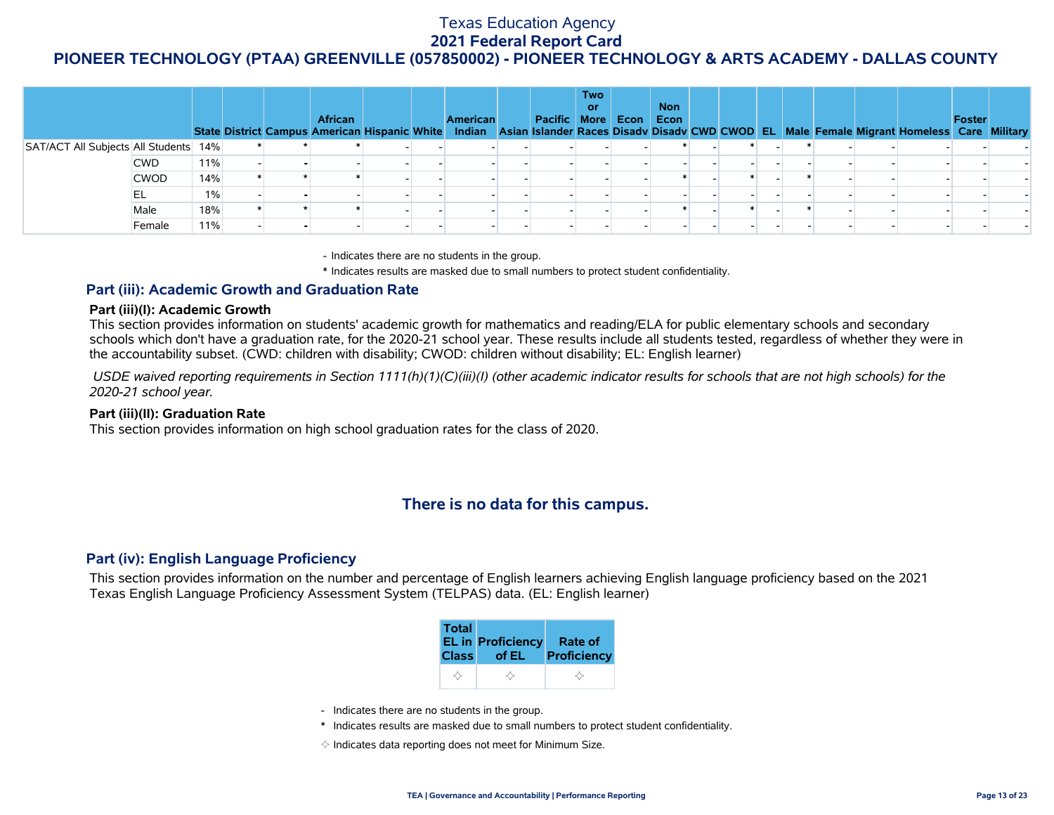# Texas Education Agency
## 2021 Federal Report Card
## PIONEER TECHNOLOGY (PTAA) GREENVILLE (057850002) - PIONEER TECHNOLOGY & ARTS ACADEMY - DALLAS COUNTY

| | | State | District | Campus | African American | Hispanic | White | American Indian | Asian | Pacific Islander | Two or More Races | Econ Disadv | Non Econ Disadv | CWD | CWOD | EL | Male | Female | Migrant | Homeless | Foster Care | Military |
|---|---|---|---|---|---|---|---|---|---|---|---|---|---|---|---|---|---|---|---|---|---|---|
| SAT/ACT All Subjects | All Students | 14% | * | * | * | - | - | - | - | - | - | - | * | - | * | - | * | - | - | - | - | - |
| | CWD | 11% | - | - | - | - | - | - | - | - | - | - | - | - | - | - | - | - | - | - | - | - |
| | CWOD | 14% | * | * | * | - | - | - | - | - | - | - | * | - | * | - | * | - | - | - | - | - |
| | EL | 1% | - | - | - | - | - | - | - | - | - | - | - | - | - | - | - | - | - | - | - | - |
| | Male | 18% | * | * | * | - | - | - | - | - | - | - | * | - | * | - | * | - | - | - | - | - |
| | Female | 11% | - | - | - | - | - | - | - | - | - | - | - | - | - | - | - | - | - | - | - | - |

- Indicates there are no students in the group.

\* Indicates results are masked due to small numbers to protect student confidentiality.

### Part (iii): Academic Growth and Graduation Rate

**Part (iii)(I): Academic Growth**

This section provides information on students' academic growth for mathematics and reading/ELA for public elementary schools and secondary schools which don't have a graduation rate, for the 2020-21 school year. These results include all students tested, regardless of whether they were in the accountability subset. (CWD: children with disability; CWOD: children without disability; EL: English learner)

*USDE waived reporting requirements in Section 1111(h)(1)(C)(iii)(I) (other academic indicator results for schools that are not high schools) for the 2020-21 school year.*

**Part (iii)(II): Graduation Rate**

This section provides information on high school graduation rates for the class of 2020.

## There is no data for this campus.

### Part (iv): English Language Proficiency

This section provides information on the number and percentage of English learners achieving English language proficiency based on the 2021 Texas English Language Proficiency Assessment System (TELPAS) data. (EL: English learner)

| Total EL in Class | Proficiency of EL | Rate of Proficiency |
|---|---|---|
| ✧ | ✧ | ✧ |

- Indicates there are no students in the group.

\* Indicates results are masked due to small numbers to protect student confidentiality.

✧ Indicates data reporting does not meet for Minimum Size.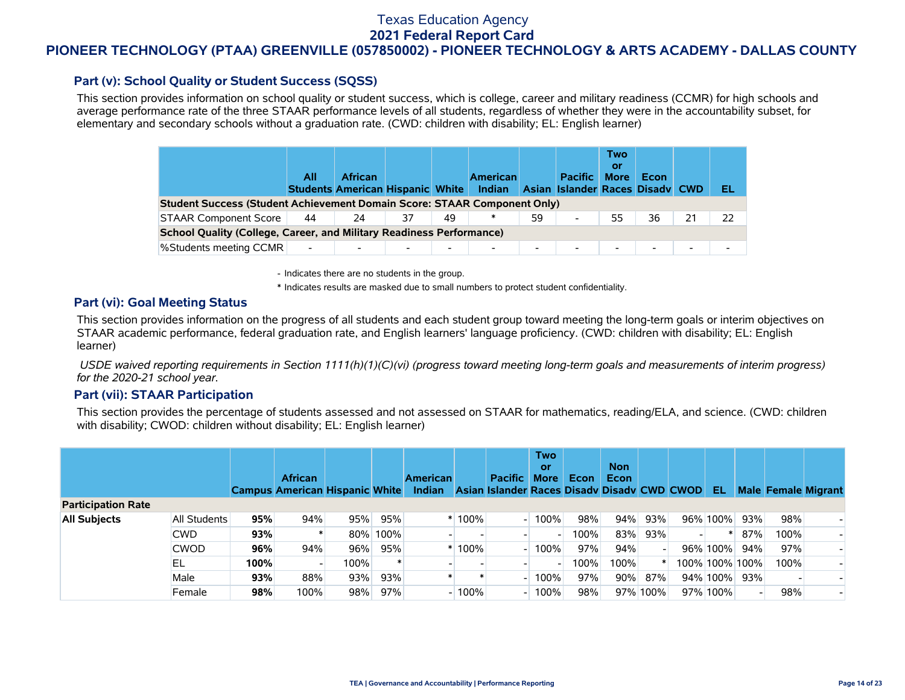## Part (v): School Quality or Student Success (SQSS)

This section provides information on school quality or student success, which is college, career and military readiness (CCMR) for high schools and average performance rate of the three STAAR performance levels of all students, regardless of whether they were in the accountability subset, for elementary and secondary schools without a graduation rate. (CWD: children with disability; EL: English learner)

| | All Students | African American | Hispanic | White | American Indian | Asian | Pacific Islander | Two or More Races | Econ Disadv | CWD | EL |
|---|---|---|---|---|---|---|---|---|---|---|---|
| **Student Success (Student Achievement Domain Score: STAAR Component Only)** | | | | | | | | | | | |
| STAAR Component Score | 44 | 24 | 37 | 49 | * | 59 | - | 55 | 36 | 21 | 22 |
| **School Quality (College, Career, and Military Readiness Performance)** | | | | | | | | | | | |
| %Students meeting CCMR | - | - | - | - | - | - | - | - | - | - | - |

- Indicates there are no students in the group.

\* Indicates results are masked due to small numbers to protect student confidentiality.

## Part (vi): Goal Meeting Status

This section provides information on the progress of all students and each student group toward meeting the long-term goals or interim objectives on STAAR academic performance, federal graduation rate, and English learners' language proficiency. (CWD: children with disability; EL: English learner)

*USDE waived reporting requirements in Section 1111(h)(1)(C)(vi) (progress toward meeting long-term goals and measurements of interim progress) for the 2020-21 school year.*

## Part (vii): STAAR Participation

This section provides the percentage of students assessed and not assessed on STAAR for mathematics, reading/ELA, and science. (CWD: children with disability; CWOD: children without disability; EL: English learner)

| | | Campus | African American | Hispanic | White | American Indian | Asian | Pacific Islander | Two or More Races | Econ Disadv | Non Econ Disadv | CWD | CWOD | EL | Male | Female | Migrant |
|---|---|---|---|---|---|---|---|---|---|---|---|---|---|---|---|---|---|
| **Participation Rate** | | | | | | | | | | | | | | | | | |
| **All Subjects** | All Students | **95%** | 94% | 95% | 95% | * | 100% | - | 100% | 98% | 94% | 93% | 96% | 100% | 93% | 98% | - |
| | CWD | **93%** | * | 80% | 100% | - | - | - | - | 100% | 83% | 93% | - | * | 87% | 100% | - |
| | CWOD | **96%** | 94% | 96% | 95% | * | 100% | - | 100% | 97% | 94% | - | 96% | 100% | 94% | 97% | - |
| | EL | **100%** | - | 100% | * | - | - | - | - | 100% | 100% | * | 100% | 100% | 100% | 100% | - |
| | Male | **93%** | 88% | 93% | 93% | * | * | - | 100% | 97% | 90% | 87% | 94% | 100% | 93% | - | - |
| | Female | **98%** | 100% | 98% | 97% | - | 100% | - | 100% | 98% | 97% | 100% | 97% | 100% | - | 98% | - |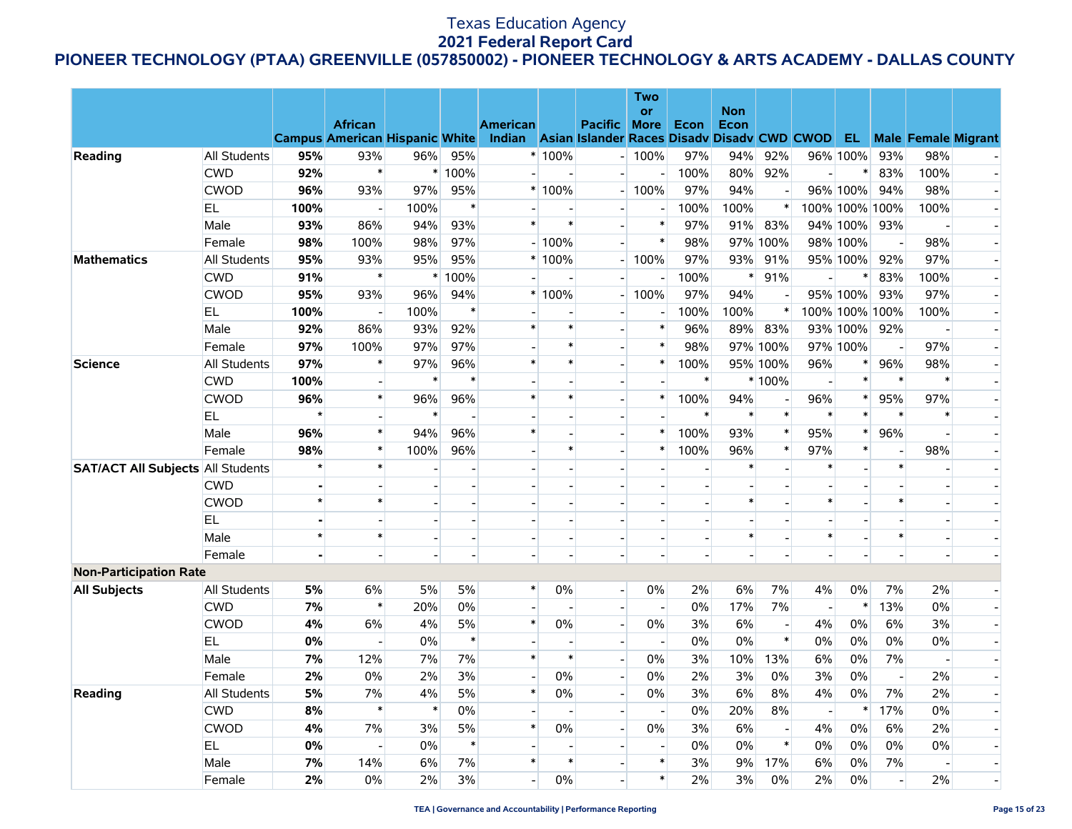# Texas Education Agency
## 2021 Federal Report Card
### PIONEER TECHNOLOGY (PTAA) GREENVILLE (057850002) - PIONEER TECHNOLOGY & ARTS ACADEMY - DALLAS COUNTY

| | | Campus | African American | Hispanic | White | American Indian | Asian | Pacific Islander | Two or More Races | Econ Disadv | Non Econ Disadv | CWD | CWOD | EL | Male | Female | Migrant |
|---|---|---|---|---|---|---|---|---|---|---|---|---|---|---|---|---|---|
| **Reading** | All Students | **95%** | 93% | 96% | 95% | * | 100% | - | 100% | 97% | 94% | 92% | 96% | 100% | 93% | 98% | - |
| | CWD | **92%** | * | * | 100% | - | - | - | - | 100% | 80% | 92% | - | * | 83% | 100% | - |
| | CWOD | **96%** | 93% | 97% | 95% | * | 100% | - | 100% | 97% | 94% | - | 96% | 100% | 94% | 98% | - |
| | EL | **100%** | - | 100% | * | - | - | - | - | 100% | 100% | * | 100% | 100% | 100% | 100% | - |
| | Male | **93%** | 86% | 94% | 93% | * | * | - | * | 97% | 91% | 83% | 94% | 100% | 93% | - | - |
| | Female | **98%** | 100% | 98% | 97% | - | 100% | - | * | 98% | 97% | 100% | 98% | 100% | - | 98% | - |
| **Mathematics** | All Students | **95%** | 93% | 95% | 95% | * | 100% | - | 100% | 97% | 93% | 91% | 95% | 100% | 92% | 97% | - |
| | CWD | **91%** | * | * | 100% | - | - | - | - | 100% | * | 91% | - | * | 83% | 100% | - |
| | CWOD | **95%** | 93% | 96% | 94% | * | 100% | - | 100% | 97% | 94% | - | 95% | 100% | 93% | 97% | - |
| | EL | **100%** | - | 100% | * | - | - | - | - | 100% | 100% | * | 100% | 100% | 100% | 100% | - |
| | Male | **92%** | 86% | 93% | 92% | * | * | - | * | 96% | 89% | 83% | 93% | 100% | 92% | - | - |
| | Female | **97%** | 100% | 97% | 97% | - | * | - | * | 98% | 97% | 100% | 97% | 100% | - | 97% | - |
| **Science** | All Students | **97%** | * | 97% | 96% | * | * | - | * | 100% | 95% | 100% | 96% | * | 96% | 98% | - |
| | CWD | **100%** | - | * | * | - | - | - | - | * | * | 100% | - | * | * | * | - |
| | CWOD | **96%** | * | 96% | 96% | * | * | - | * | 100% | 94% | - | 96% | * | 95% | 97% | - |
| | EL | ***** | - | * | - | - | - | - | - | * | * | * | * | * | * | * | - |
| | Male | **96%** | * | 94% | 96% | * | - | - | * | 100% | 93% | * | 95% | * | 96% | - | - |
| | Female | **98%** | * | 100% | 96% | - | * | - | * | 100% | 96% | * | 97% | * | - | 98% | - |
| **SAT/ACT All Subjects** | All Students | ***** | * | - | - | - | - | - | - | - | * | - | * | - | * | - | - |
| | CWD | **-** | - | - | - | - | - | - | - | - | - | - | - | - | - | - | - |
| | CWOD | ***** | * | - | - | - | - | - | - | - | * | - | * | - | * | - | - |
| | EL | **-** | - | - | - | - | - | - | - | - | - | - | - | - | - | - | - |
| | Male | ***** | * | - | - | - | - | - | - | - | * | - | * | - | * | - | - |
| | Female | **-** | - | - | - | - | - | - | - | - | - | - | - | - | - | - | - |
| **Non-Participation Rate** | | | | | | | | | | | | | | | | | |
| **All Subjects** | All Students | **5%** | 6% | 5% | 5% | * | 0% | - | 0% | 2% | 6% | 7% | 4% | 0% | 7% | 2% | - |
| | CWD | **7%** | * | 20% | 0% | - | - | - | - | 0% | 17% | 7% | - | * | 13% | 0% | - |
| | CWOD | **4%** | 6% | 4% | 5% | * | 0% | - | 0% | 3% | 6% | - | 4% | 0% | 6% | 3% | - |
| | EL | **0%** | - | 0% | * | - | - | - | - | 0% | 0% | * | 0% | 0% | 0% | 0% | - |
| | Male | **7%** | 12% | 7% | 7% | * | * | - | 0% | 3% | 10% | 13% | 6% | 0% | 7% | - | - |
| | Female | **2%** | 0% | 2% | 3% | - | 0% | - | 0% | 2% | 3% | 0% | 3% | 0% | - | 2% | - |
| **Reading** | All Students | **5%** | 7% | 4% | 5% | * | 0% | - | 0% | 3% | 6% | 8% | 4% | 0% | 7% | 2% | - |
| | CWD | **8%** | * | * | 0% | - | - | - | - | 0% | 20% | 8% | - | * | 17% | 0% | - |
| | CWOD | **4%** | 7% | 3% | 5% | * | 0% | - | 0% | 3% | 6% | - | 4% | 0% | 6% | 2% | - |
| | EL | **0%** | - | 0% | * | - | - | - | - | 0% | 0% | * | 0% | 0% | 0% | 0% | - |
| | Male | **7%** | 14% | 6% | 7% | * | * | - | * | 3% | 9% | 17% | 6% | 0% | 7% | - | - |
| | Female | **2%** | 0% | 2% | 3% | - | 0% | - | * | 2% | 3% | 0% | 2% | 0% | - | 2% | - |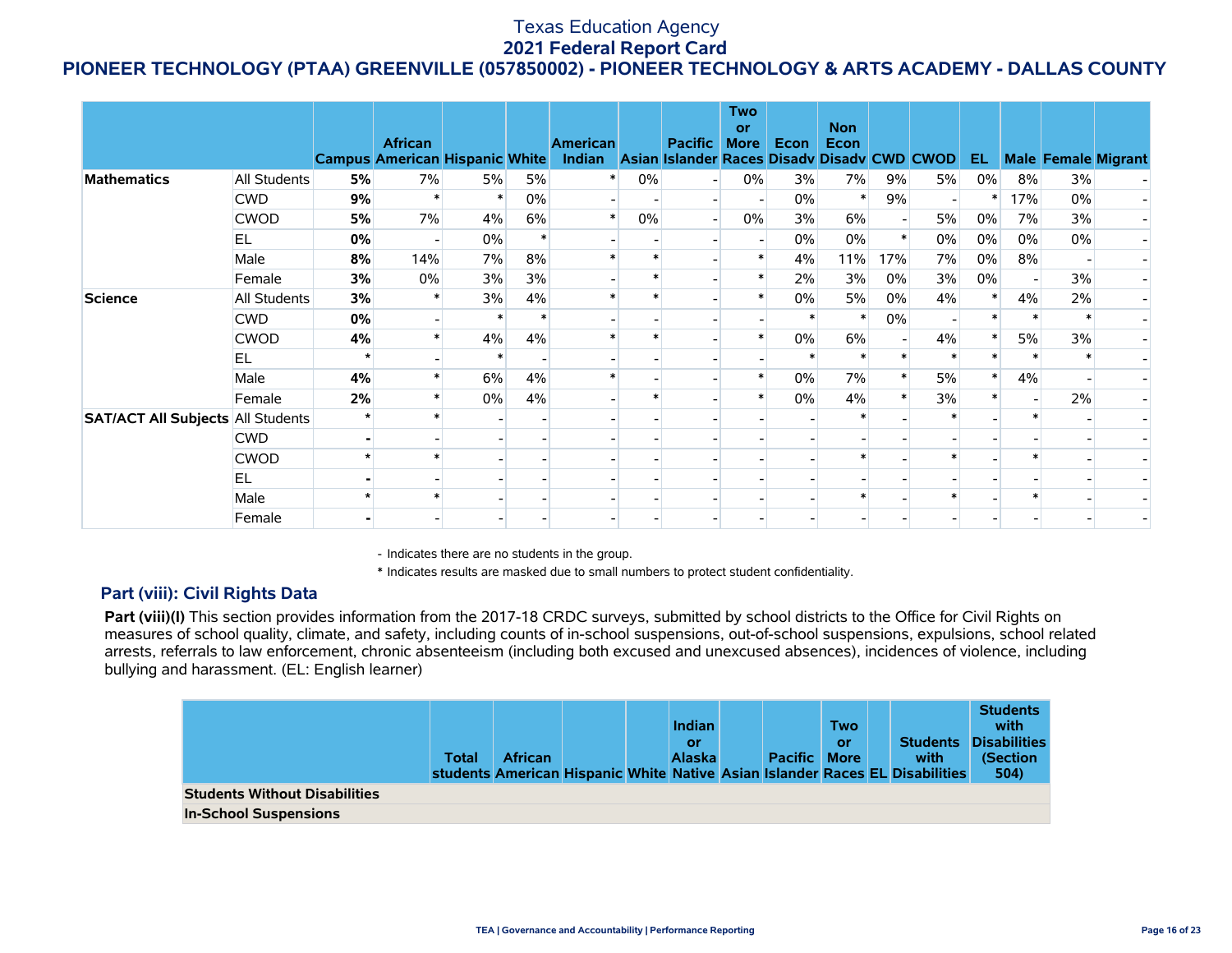# Texas Education Agency
## 2021 Federal Report Card
## PIONEER TECHNOLOGY (PTAA) GREENVILLE (057850002) - PIONEER TECHNOLOGY & ARTS ACADEMY - DALLAS COUNTY

| | | Campus | African American | Hispanic | White | American Indian | Asian | Pacific Islander | Two or More Races | Econ Disadv | Non Econ Disadv | CWD | CWOD | EL | Male | Female | Migrant |
|---|---|---|---|---|---|---|---|---|---|---|---|---|---|---|---|---|---|
| **Mathematics** | All Students | **5%** | 7% | 5% | 5% | * | 0% | - | 0% | 3% | 7% | 9% | 5% | 0% | 8% | 3% | - |
| | CWD | **9%** | * | * | 0% | - | - | - | - | 0% | * | 9% | - | * | 17% | 0% | - |
| | CWOD | **5%** | 7% | 4% | 6% | * | 0% | - | 0% | 3% | 6% | - | 5% | 0% | 7% | 3% | - |
| | EL | **0%** | - | 0% | * | - | - | - | - | 0% | 0% | * | 0% | 0% | 0% | 0% | - |
| | Male | **8%** | 14% | 7% | 8% | * | * | - | * | 4% | 11% | 17% | 7% | 0% | 8% | - | - |
| | Female | **3%** | 0% | 3% | 3% | - | * | - | * | 2% | 3% | 0% | 3% | 0% | - | 3% | - |
| **Science** | All Students | **3%** | * | 3% | 4% | * | * | - | * | 0% | 5% | 0% | 4% | * | 4% | 2% | - |
| | CWD | **0%** | - | * | * | - | - | - | - | * | * | 0% | - | * | * | * | - |
| | CWOD | **4%** | * | 4% | 4% | * | * | - | * | 0% | 6% | - | 4% | * | 5% | 3% | - |
| | EL | * | - | * | - | - | - | - | - | * | * | * | * | * | * | * | - |
| | Male | **4%** | * | 6% | 4% | * | - | - | * | 0% | 7% | * | 5% | * | 4% | - | - |
| | Female | **2%** | * | 0% | 4% | - | * | - | * | 0% | 4% | * | 3% | * | - | 2% | - |
| **SAT/ACT All Subjects** | All Students | * | * | - | - | - | - | - | - | - | * | - | * | - | * | - | - |
| | CWD | - | - | - | - | - | - | - | - | - | - | - | - | - | - | - | - |
| | CWOD | * | * | - | - | - | - | - | - | - | * | - | * | - | * | - | - |
| | EL | - | - | - | - | - | - | - | - | - | - | - | - | - | - | - | - |
| | Male | * | * | - | - | - | - | - | - | - | * | - | * | - | * | - | - |
| | Female | - | - | - | - | - | - | - | - | - | - | - | - | - | - | - | - |

- Indicates there are no students in the group.

* Indicates results are masked due to small numbers to protect student confidentiality.

### Part (viii): Civil Rights Data

**Part (viii)(I)** This section provides information from the 2017-18 CRDC surveys, submitted by school districts to the Office for Civil Rights on measures of school quality, climate, and safety, including counts of in-school suspensions, out-of-school suspensions, expulsions, school related arrests, referrals to law enforcement, chronic absenteeism (including both excused and unexcused absences), incidences of violence, including bullying and harassment. (EL: English learner)

| | Total students | African American | Hispanic | White | Indian or Alaska Native | Asian | Pacific Islander | Two or More Races | EL | Students with Disabilities | Students with Disabilities (Section 504) |
|---|---|---|---|---|---|---|---|---|---|---|---|
| **Students Without Disabilities** | | | | | | | | | | | |
| **In-School Suspensions** | | | | | | | | | | | |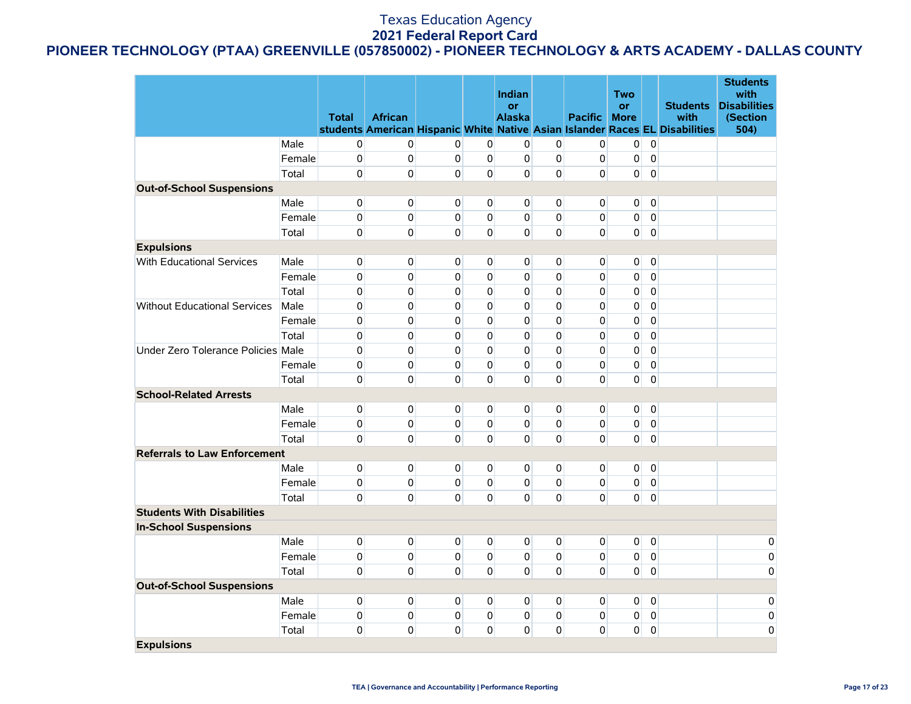# Texas Education Agency
## 2021 Federal Report Card
## PIONEER TECHNOLOGY (PTAA) GREENVILLE (057850002) - PIONEER TECHNOLOGY & ARTS ACADEMY - DALLAS COUNTY

| | | Total students | African American | Hispanic | White | Indian or Alaska Native | Asian | Pacific Islander | Two or More Races | EL | Students with Disabilities | Students with Disabilities (Section 504) |
|---|---|---|---|---|---|---|---|---|---|---|---|---|
| | Male | 0 | 0 | 0 | 0 | 0 | 0 | 0 | 0 | 0 | | |
| | Female | 0 | 0 | 0 | 0 | 0 | 0 | 0 | 0 | 0 | | |
| | Total | 0 | 0 | 0 | 0 | 0 | 0 | 0 | 0 | 0 | | |
| **Out-of-School Suspensions** | | | | | | | | | | | | |
| | Male | 0 | 0 | 0 | 0 | 0 | 0 | 0 | 0 | 0 | | |
| | Female | 0 | 0 | 0 | 0 | 0 | 0 | 0 | 0 | 0 | | |
| | Total | 0 | 0 | 0 | 0 | 0 | 0 | 0 | 0 | 0 | | |
| **Expulsions** | | | | | | | | | | | | |
| With Educational Services | Male | 0 | 0 | 0 | 0 | 0 | 0 | 0 | 0 | 0 | | |
| | Female | 0 | 0 | 0 | 0 | 0 | 0 | 0 | 0 | 0 | | |
| | Total | 0 | 0 | 0 | 0 | 0 | 0 | 0 | 0 | 0 | | |
| Without Educational Services | Male | 0 | 0 | 0 | 0 | 0 | 0 | 0 | 0 | 0 | | |
| | Female | 0 | 0 | 0 | 0 | 0 | 0 | 0 | 0 | 0 | | |
| | Total | 0 | 0 | 0 | 0 | 0 | 0 | 0 | 0 | 0 | | |
| Under Zero Tolerance Policies | Male | 0 | 0 | 0 | 0 | 0 | 0 | 0 | 0 | 0 | | |
| | Female | 0 | 0 | 0 | 0 | 0 | 0 | 0 | 0 | 0 | | |
| | Total | 0 | 0 | 0 | 0 | 0 | 0 | 0 | 0 | 0 | | |
| **School-Related Arrests** | | | | | | | | | | | | |
| | Male | 0 | 0 | 0 | 0 | 0 | 0 | 0 | 0 | 0 | | |
| | Female | 0 | 0 | 0 | 0 | 0 | 0 | 0 | 0 | 0 | | |
| | Total | 0 | 0 | 0 | 0 | 0 | 0 | 0 | 0 | 0 | | |
| **Referrals to Law Enforcement** | | | | | | | | | | | | |
| | Male | 0 | 0 | 0 | 0 | 0 | 0 | 0 | 0 | 0 | | |
| | Female | 0 | 0 | 0 | 0 | 0 | 0 | 0 | 0 | 0 | | |
| | Total | 0 | 0 | 0 | 0 | 0 | 0 | 0 | 0 | 0 | | |
| **Students With Disabilities** | | | | | | | | | | | | |
| **In-School Suspensions** | | | | | | | | | | | | |
| | Male | 0 | 0 | 0 | 0 | 0 | 0 | 0 | 0 | 0 | | 0 |
| | Female | 0 | 0 | 0 | 0 | 0 | 0 | 0 | 0 | 0 | | 0 |
| | Total | 0 | 0 | 0 | 0 | 0 | 0 | 0 | 0 | 0 | | 0 |
| **Out-of-School Suspensions** | | | | | | | | | | | | |
| | Male | 0 | 0 | 0 | 0 | 0 | 0 | 0 | 0 | 0 | | 0 |
| | Female | 0 | 0 | 0 | 0 | 0 | 0 | 0 | 0 | 0 | | 0 |
| | Total | 0 | 0 | 0 | 0 | 0 | 0 | 0 | 0 | 0 | | 0 |
| **Expulsions** | | | | | | | | | | | | |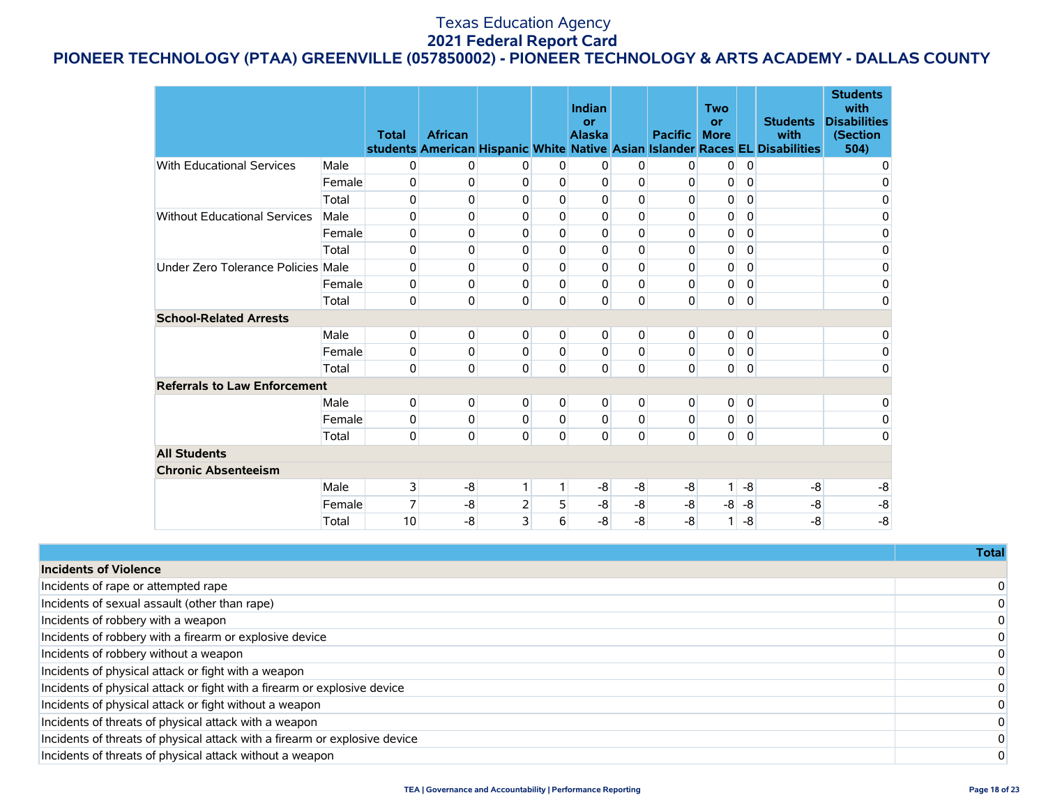# Texas Education Agency

## 2021 Federal Report Card

## PIONEER TECHNOLOGY (PTAA) GREENVILLE (057850002) - PIONEER TECHNOLOGY & ARTS ACADEMY - DALLAS COUNTY

| | | Total students | African American | Hispanic | White | Indian or Alaska Native | Asian | Pacific Islander | Two or More Races | EL | Students with Disabilities | Students with Disabilities (Section 504) |
|---|---|---|---|---|---|---|---|---|---|---|---|---|
| With Educational Services | Male | 0 | 0 | 0 | 0 | 0 | 0 | 0 | 0 | 0 | | 0 |
| | Female | 0 | 0 | 0 | 0 | 0 | 0 | 0 | 0 | 0 | | 0 |
| | Total | 0 | 0 | 0 | 0 | 0 | 0 | 0 | 0 | 0 | | 0 |
| Without Educational Services | Male | 0 | 0 | 0 | 0 | 0 | 0 | 0 | 0 | 0 | | 0 |
| | Female | 0 | 0 | 0 | 0 | 0 | 0 | 0 | 0 | 0 | | 0 |
| | Total | 0 | 0 | 0 | 0 | 0 | 0 | 0 | 0 | 0 | | 0 |
| Under Zero Tolerance Policies | Male | 0 | 0 | 0 | 0 | 0 | 0 | 0 | 0 | 0 | | 0 |
| | Female | 0 | 0 | 0 | 0 | 0 | 0 | 0 | 0 | 0 | | 0 |
| | Total | 0 | 0 | 0 | 0 | 0 | 0 | 0 | 0 | 0 | | 0 |
| **School-Related Arrests** | | | | | | | | | | | | |
| | Male | 0 | 0 | 0 | 0 | 0 | 0 | 0 | 0 | 0 | | 0 |
| | Female | 0 | 0 | 0 | 0 | 0 | 0 | 0 | 0 | 0 | | 0 |
| | Total | 0 | 0 | 0 | 0 | 0 | 0 | 0 | 0 | 0 | | 0 |
| **Referrals to Law Enforcement** | | | | | | | | | | | | |
| | Male | 0 | 0 | 0 | 0 | 0 | 0 | 0 | 0 | 0 | | 0 |
| | Female | 0 | 0 | 0 | 0 | 0 | 0 | 0 | 0 | 0 | | 0 |
| | Total | 0 | 0 | 0 | 0 | 0 | 0 | 0 | 0 | 0 | | 0 |
| **All Students** | | | | | | | | | | | | |
| **Chronic Absenteeism** | | | | | | | | | | | | |
| | Male | 3 | -8 | 1 | 1 | -8 | -8 | -8 | 1 | -8 | -8 | -8 |
| | Female | 7 | -8 | 2 | 5 | -8 | -8 | -8 | -8 | -8 | -8 | -8 |
| | Total | 10 | -8 | 3 | 6 | -8 | -8 | -8 | 1 | -8 | -8 | -8 |

| | Total |
|---|---|
| **Incidents of Violence** | |
| Incidents of rape or attempted rape | 0 |
| Incidents of sexual assault (other than rape) | 0 |
| Incidents of robbery with a weapon | 0 |
| Incidents of robbery with a firearm or explosive device | 0 |
| Incidents of robbery without a weapon | 0 |
| Incidents of physical attack or fight with a weapon | 0 |
| Incidents of physical attack or fight with a firearm or explosive device | 0 |
| Incidents of physical attack or fight without a weapon | 0 |
| Incidents of threats of physical attack with a weapon | 0 |
| Incidents of threats of physical attack with a firearm or explosive device | 0 |
| Incidents of threats of physical attack without a weapon | 0 |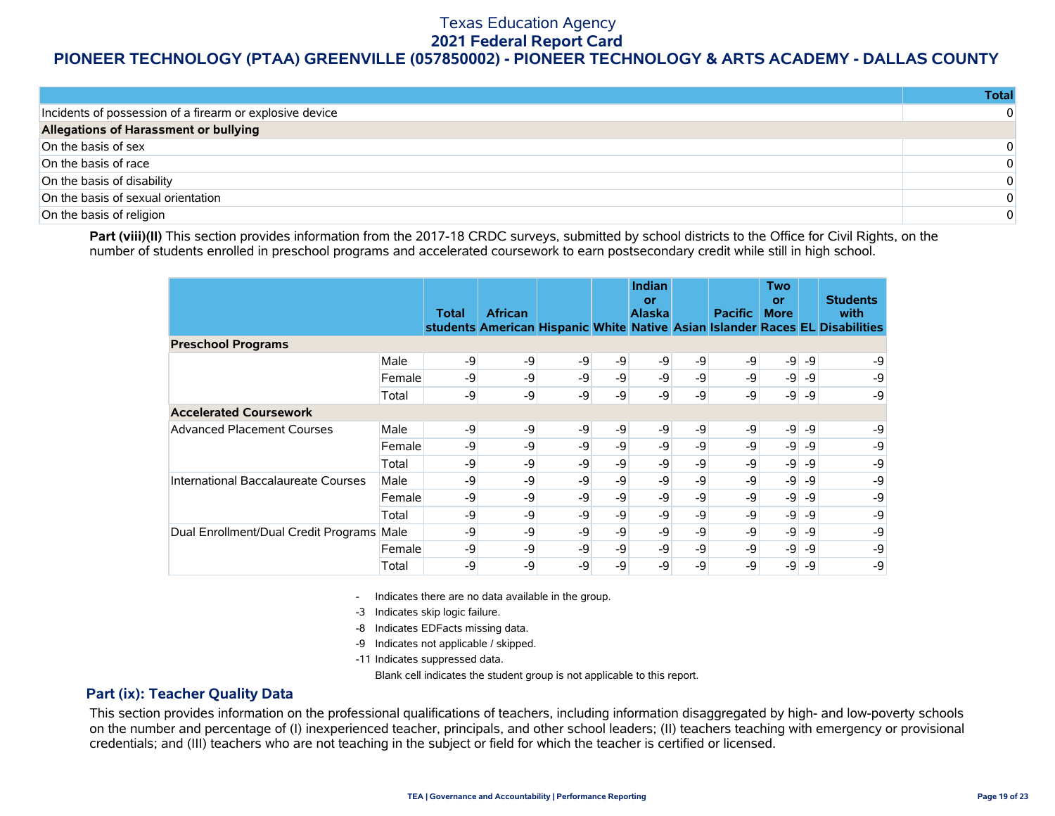# Texas Education Agency
## 2021 Federal Report Card
## PIONEER TECHNOLOGY (PTAA) GREENVILLE (057850002) - PIONEER TECHNOLOGY & ARTS ACADEMY - DALLAS COUNTY

| | Total |
|---|---|
| Incidents of possession of a firearm or explosive device | 0 |
| **Allegations of Harassment or bullying** | |
| On the basis of sex | 0 |
| On the basis of race | 0 |
| On the basis of disability | 0 |
| On the basis of sexual orientation | 0 |
| On the basis of religion | 0 |

**Part (viii)(II)** This section provides information from the 2017-18 CRDC surveys, submitted by school districts to the Office for Civil Rights, on the number of students enrolled in preschool programs and accelerated coursework to earn postsecondary credit while still in high school.

| | | Total students | African American | Hispanic | White | Indian or Alaska Native | Asian | Pacific Islander | Two or More Races | EL | Students with Disabilities |
|---|---|---|---|---|---|---|---|---|---|---|---|
| **Preschool Programs** | | | | | | | | | | | |
| | Male | -9 | -9 | -9 | -9 | -9 | -9 | -9 | -9 | -9 | -9 |
| | Female | -9 | -9 | -9 | -9 | -9 | -9 | -9 | -9 | -9 | -9 |
| | Total | -9 | -9 | -9 | -9 | -9 | -9 | -9 | -9 | -9 | -9 |
| **Accelerated Coursework** | | | | | | | | | | | |
| Advanced Placement Courses | Male | -9 | -9 | -9 | -9 | -9 | -9 | -9 | -9 | -9 | -9 |
| | Female | -9 | -9 | -9 | -9 | -9 | -9 | -9 | -9 | -9 | -9 |
| | Total | -9 | -9 | -9 | -9 | -9 | -9 | -9 | -9 | -9 | -9 |
| International Baccalaureate Courses | Male | -9 | -9 | -9 | -9 | -9 | -9 | -9 | -9 | -9 | -9 |
| | Female | -9 | -9 | -9 | -9 | -9 | -9 | -9 | -9 | -9 | -9 |
| | Total | -9 | -9 | -9 | -9 | -9 | -9 | -9 | -9 | -9 | -9 |
| Dual Enrollment/Dual Credit Programs | Male | -9 | -9 | -9 | -9 | -9 | -9 | -9 | -9 | -9 | -9 |
| | Female | -9 | -9 | -9 | -9 | -9 | -9 | -9 | -9 | -9 | -9 |
| | Total | -9 | -9 | -9 | -9 | -9 | -9 | -9 | -9 | -9 | -9 |

- Indicates there are no data available in the group.

-3 Indicates skip logic failure.

-8 Indicates EDFacts missing data.

-9 Indicates not applicable / skipped.

-11 Indicates suppressed data.

Blank cell indicates the student group is not applicable to this report.

## Part (ix): Teacher Quality Data

This section provides information on the professional qualifications of teachers, including information disaggregated by high- and low-poverty schools on the number and percentage of (I) inexperienced teacher, principals, and other school leaders; (II) teachers teaching with emergency or provisional credentials; and (III) teachers who are not teaching in the subject or field for which the teacher is certified or licensed.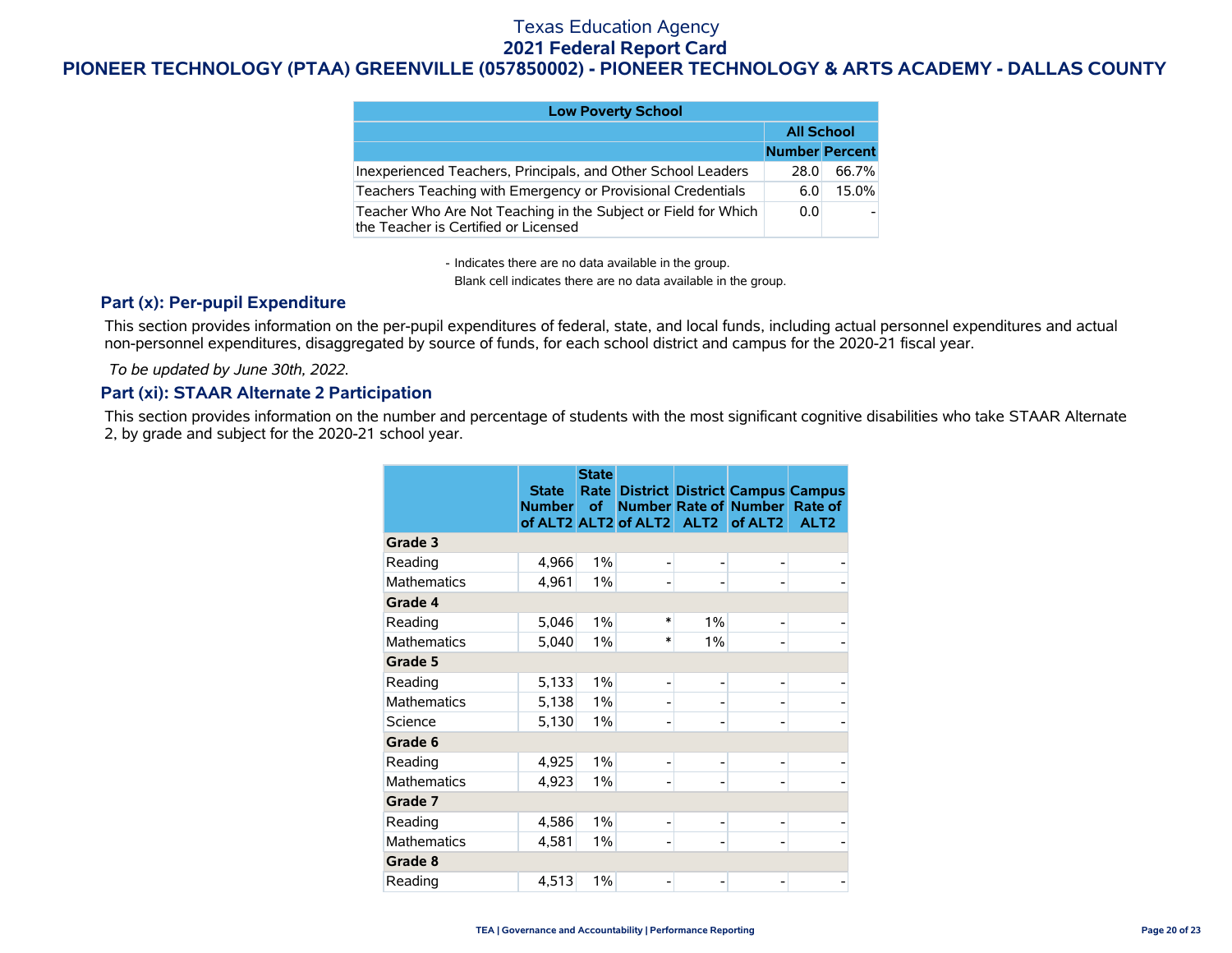Texas Education Agency

**2021 Federal Report Card**

**PIONEER TECHNOLOGY (PTAA) GREENVILLE (057850002) - PIONEER TECHNOLOGY & ARTS ACADEMY - DALLAS COUNTY**

| Low Poverty School | All School | |
|---|---|---|
| | Number | Percent |
| Inexperienced Teachers, Principals, and Other School Leaders | 28.0 | 66.7% |
| Teachers Teaching with Emergency or Provisional Credentials | 6.0 | 15.0% |
| Teacher Who Are Not Teaching in the Subject or Field for Which the Teacher is Certified or Licensed | 0.0 | - |

- Indicates there are no data available in the group.
Blank cell indicates there are no data available in the group.

## Part (x): Per-pupil Expenditure

This section provides information on the per-pupil expenditures of federal, state, and local funds, including actual personnel expenditures and actual non-personnel expenditures, disaggregated by source of funds, for each school district and campus for the 2020-21 fiscal year.

*To be updated by June 30th, 2022.*

## Part (xi): STAAR Alternate 2 Participation

This section provides information on the number and percentage of students with the most significant cognitive disabilities who take STAAR Alternate 2, by grade and subject for the 2020-21 school year.

| | State Number of ALT2 | State Rate of ALT2 | District Number of ALT2 | District Rate of ALT2 | Campus Number of ALT2 | Campus Rate of ALT2 |
|---|---|---|---|---|---|---|
| **Grade 3** | | | | | | |
| Reading | 4,966 | 1% | - | - | - | - |
| Mathematics | 4,961 | 1% | - | - | - | - |
| **Grade 4** | | | | | | |
| Reading | 5,046 | 1% | * | 1% | - | - |
| Mathematics | 5,040 | 1% | * | 1% | - | - |
| **Grade 5** | | | | | | |
| Reading | 5,133 | 1% | - | - | - | - |
| Mathematics | 5,138 | 1% | - | - | - | - |
| Science | 5,130 | 1% | - | - | - | - |
| **Grade 6** | | | | | | |
| Reading | 4,925 | 1% | - | - | - | - |
| Mathematics | 4,923 | 1% | - | - | - | - |
| **Grade 7** | | | | | | |
| Reading | 4,586 | 1% | - | - | - | - |
| Mathematics | 4,581 | 1% | - | - | - | - |
| **Grade 8** | | | | | | |
| Reading | 4,513 | 1% | - | - | - | - |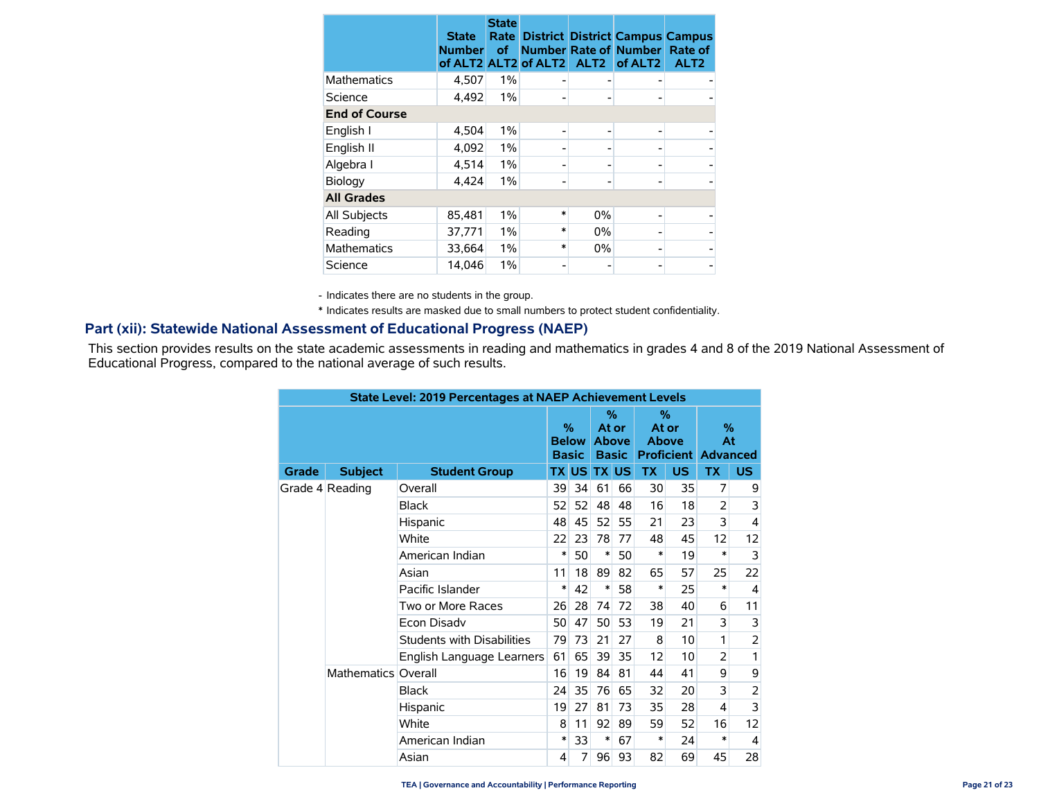| | State Number of ALT2 | State Rate of ALT2 | District Number of ALT2 | District Rate of ALT2 | Campus Number of ALT2 | Campus Rate of ALT2 |
|---|---|---|---|---|---|---|
| Mathematics | 4,507 | 1% | - | - | - | - |
| Science | 4,492 | 1% | - | - | - | - |
| **End of Course** | | | | | | |
| English I | 4,504 | 1% | - | - | - | - |
| English II | 4,092 | 1% | - | - | - | - |
| Algebra I | 4,514 | 1% | - | - | - | - |
| Biology | 4,424 | 1% | - | - | - | - |
| **All Grades** | | | | | | |
| All Subjects | 85,481 | 1% | * | 0% | - | - |
| Reading | 37,771 | 1% | * | 0% | - | - |
| Mathematics | 33,664 | 1% | * | 0% | - | - |
| Science | 14,046 | 1% | - | - | - | - |

\- Indicates there are no students in the group.

\* Indicates results are masked due to small numbers to protect student confidentiality.

## Part (xii): Statewide National Assessment of Educational Progress (NAEP)

This section provides results on the state academic assessments in reading and mathematics in grades 4 and 8 of the 2019 National Assessment of Educational Progress, compared to the national average of such results.

| State Level: 2019 Percentages at NAEP Achievement Levels | | | | | | | | | | |
|---|---|---|---|---|---|---|---|---|---|---|
| | | | % Below Basic | | % At or Above Basic | | % At or Above Proficient | | % At Advanced | |
| Grade | Subject | Student Group | TX | US | TX | US | TX | US | TX | US |
| Grade 4 | Reading | Overall | 39 | 34 | 61 | 66 | 30 | 35 | 7 | 9 |
| | | Black | 52 | 52 | 48 | 48 | 16 | 18 | 2 | 3 |
| | | Hispanic | 48 | 45 | 52 | 55 | 21 | 23 | 3 | 4 |
| | | White | 22 | 23 | 78 | 77 | 48 | 45 | 12 | 12 |
| | | American Indian | * | 50 | * | 50 | * | 19 | * | 3 |
| | | Asian | 11 | 18 | 89 | 82 | 65 | 57 | 25 | 22 |
| | | Pacific Islander | * | 42 | * | 58 | * | 25 | * | 4 |
| | | Two or More Races | 26 | 28 | 74 | 72 | 38 | 40 | 6 | 11 |
| | | Econ Disadv | 50 | 47 | 50 | 53 | 19 | 21 | 3 | 3 |
| | | Students with Disabilities | 79 | 73 | 21 | 27 | 8 | 10 | 1 | 2 |
| | | English Language Learners | 61 | 65 | 39 | 35 | 12 | 10 | 2 | 1 |
| | Mathematics | Overall | 16 | 19 | 84 | 81 | 44 | 41 | 9 | 9 |
| | | Black | 24 | 35 | 76 | 65 | 32 | 20 | 3 | 2 |
| | | Hispanic | 19 | 27 | 81 | 73 | 35 | 28 | 4 | 3 |
| | | White | 8 | 11 | 92 | 89 | 59 | 52 | 16 | 12 |
| | | American Indian | * | 33 | * | 67 | * | 24 | * | 4 |
| | | Asian | 4 | 7 | 96 | 93 | 82 | 69 | 45 | 28 |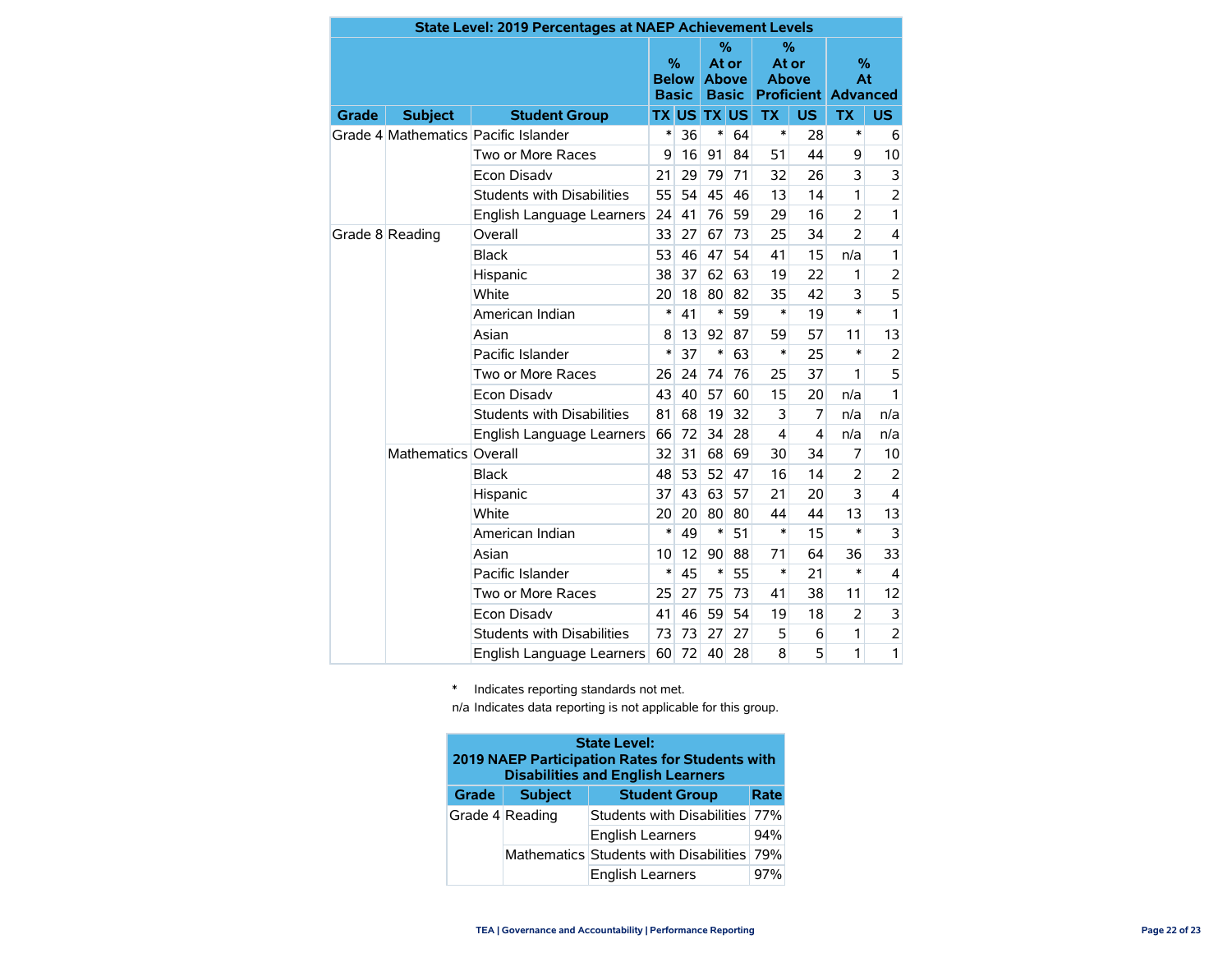## State Level: 2019 Percentages at NAEP Achievement Levels

| Grade | Subject | Student Group | % Below Basic TX | % Below Basic US | % At or Above Basic TX | % At or Above Basic US | % At or Above Proficient TX | % At or Above Proficient US | % At Advanced TX | % At Advanced US |
|---|---|---|---|---|---|---|---|---|---|---|
| Grade 4 | Mathematics | Pacific Islander | * | 36 | * | 64 | * | 28 | * | 6 |
| | | Two or More Races | 9 | 16 | 91 | 84 | 51 | 44 | 9 | 10 |
| | | Econ Disadv | 21 | 29 | 79 | 71 | 32 | 26 | 3 | 3 |
| | | Students with Disabilities | 55 | 54 | 45 | 46 | 13 | 14 | 1 | 2 |
| | | English Language Learners | 24 | 41 | 76 | 59 | 29 | 16 | 2 | 1 |
| Grade 8 | Reading | Overall | 33 | 27 | 67 | 73 | 25 | 34 | 2 | 4 |
| | | Black | 53 | 46 | 47 | 54 | 41 | 15 | n/a | 1 |
| | | Hispanic | 38 | 37 | 62 | 63 | 19 | 22 | 1 | 2 |
| | | White | 20 | 18 | 80 | 82 | 35 | 42 | 3 | 5 |
| | | American Indian | * | 41 | * | 59 | * | 19 | * | 1 |
| | | Asian | 8 | 13 | 92 | 87 | 59 | 57 | 11 | 13 |
| | | Pacific Islander | * | 37 | * | 63 | * | 25 | * | 2 |
| | | Two or More Races | 26 | 24 | 74 | 76 | 25 | 37 | 1 | 5 |
| | | Econ Disadv | 43 | 40 | 57 | 60 | 15 | 20 | n/a | 1 |
| | | Students with Disabilities | 81 | 68 | 19 | 32 | 3 | 7 | n/a | n/a |
| | | English Language Learners | 66 | 72 | 34 | 28 | 4 | 4 | n/a | n/a |
| | Mathematics | Overall | 32 | 31 | 68 | 69 | 30 | 34 | 7 | 10 |
| | | Black | 48 | 53 | 52 | 47 | 16 | 14 | 2 | 2 |
| | | Hispanic | 37 | 43 | 63 | 57 | 21 | 20 | 3 | 4 |
| | | White | 20 | 20 | 80 | 80 | 44 | 44 | 13 | 13 |
| | | American Indian | * | 49 | * | 51 | * | 15 | * | 3 |
| | | Asian | 10 | 12 | 90 | 88 | 71 | 64 | 36 | 33 |
| | | Pacific Islander | * | 45 | * | 55 | * | 21 | * | 4 |
| | | Two or More Races | 25 | 27 | 75 | 73 | 41 | 38 | 11 | 12 |
| | | Econ Disadv | 41 | 46 | 59 | 54 | 19 | 18 | 2 | 3 |
| | | Students with Disabilities | 73 | 73 | 27 | 27 | 5 | 6 | 1 | 2 |
| | | English Language Learners | 60 | 72 | 40 | 28 | 8 | 5 | 1 | 1 |

\* Indicates reporting standards not met.

n/a Indicates data reporting is not applicable for this group.

## State Level: 2019 NAEP Participation Rates for Students with Disabilities and English Learners

| Grade | Subject | Student Group | Rate |
|---|---|---|---|
| Grade 4 | Reading | Students with Disabilities | 77% |
| | | English Learners | 94% |
| | Mathematics | Students with Disabilities | 79% |
| | | English Learners | 97% |

TEA | Governance and Accountability | Performance Reporting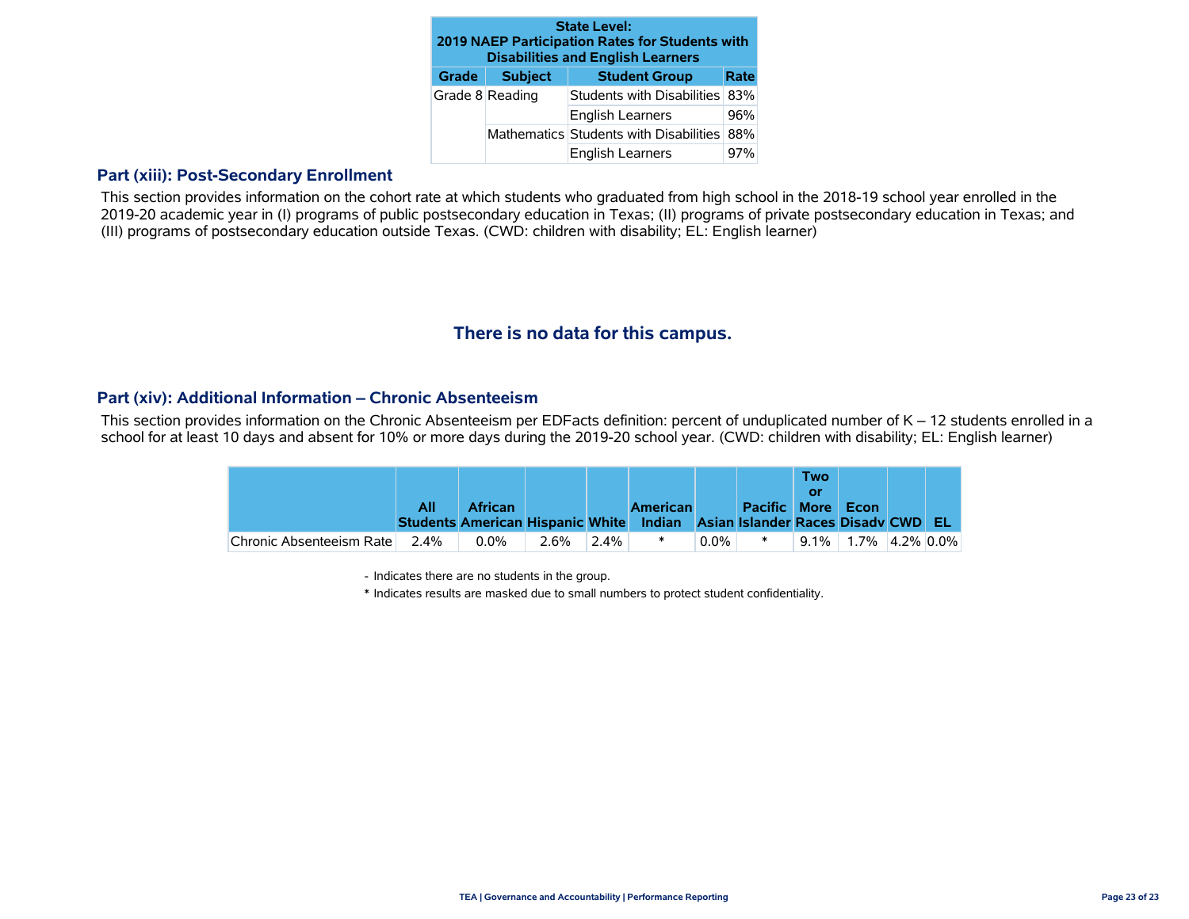| State Level: 2019 NAEP Participation Rates for Students with Disabilities and English Learners | | | |
|---|---|---|---|
| **Grade** | **Subject** | **Student Group** | **Rate** |
| Grade 8 | Reading | Students with Disabilities | 83% |
| | | English Learners | 96% |
| | Mathematics | Students with Disabilities | 88% |
| | | English Learners | 97% |

## Part (xiii): Post-Secondary Enrollment

This section provides information on the cohort rate at which students who graduated from high school in the 2018-19 school year enrolled in the 2019-20 academic year in (I) programs of public postsecondary education in Texas; (II) programs of private postsecondary education in Texas; and (III) programs of postsecondary education outside Texas. (CWD: children with disability; EL: English learner)

**There is no data for this campus.**

## Part (xiv): Additional Information – Chronic Absenteeism

This section provides information on the Chronic Absenteeism per EDFacts definition: percent of unduplicated number of K – 12 students enrolled in a school for at least 10 days and absent for 10% or more days during the 2019-20 school year. (CWD: children with disability; EL: English learner)

| | All Students | African American | Hispanic | White | American Indian | Asian | Pacific Islander | Two or More Races | Econ Disadv | CWD | EL |
|---|---|---|---|---|---|---|---|---|---|---|---|
| Chronic Absenteeism Rate | 2.4% | 0.0% | 2.6% | 2.4% | * | 0.0% | * | 9.1% | 1.7% | 4.2% | 0.0% |

- Indicates there are no students in the group.

* Indicates results are masked due to small numbers to protect student confidentiality.